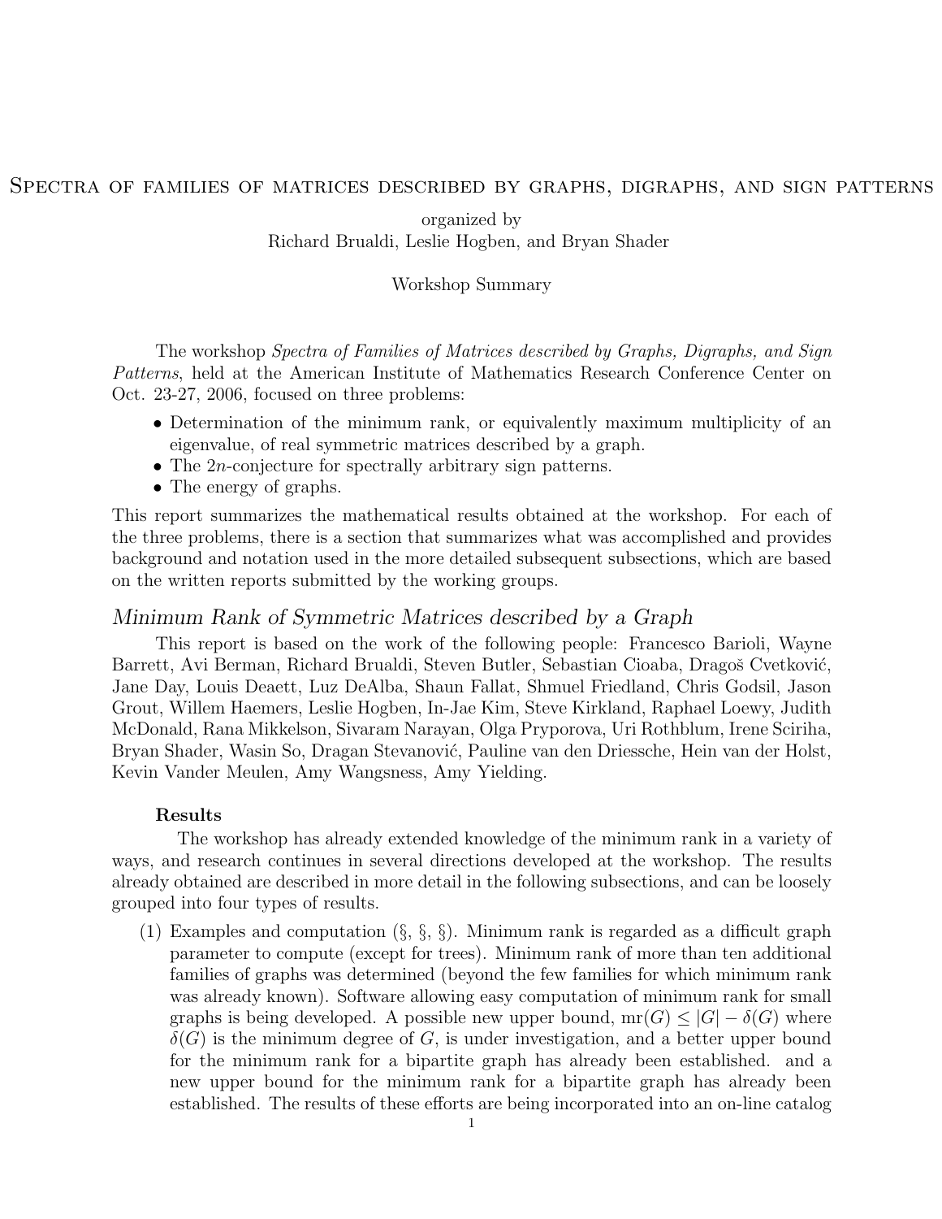// Spectra of families of matrices described by graphs, digraphs, and sign patterns

organized by
Richard Brualdi, Leslie Hogben, and Bryan Shader

Workshop Summary

The workshop *Spectra of Families of Matrices described by Graphs, Digraphs, and Sign Patterns*, held at the American Institute of Mathematics Research Conference Center on Oct. 23-27, 2006, focused on three problems:

- Determination of the minimum rank, or equivalently maximum multiplicity of an eigenvalue, of real symmetric matrices described by a graph.
- The $2n$-conjecture for spectrally arbitrary sign patterns.
- The energy of graphs.

This report summarizes the mathematical results obtained at the workshop. For each of the three problems, there is a section that summarizes what was accomplished and provides background and notation used in the more detailed subsequent subsections, which are based on the written reports submitted by the working groups.

## *Minimum Rank of Symmetric Matrices described by a Graph*

This report is based on the work of the following people: Francesco Barioli, Wayne Barrett, Avi Berman, Richard Brualdi, Steven Butler, Sebastian Cioaba, Dragoš Cvetković, Jane Day, Louis Deaett, Luz DeAlba, Shaun Fallat, Shmuel Friedland, Chris Godsil, Jason Grout, Willem Haemers, Leslie Hogben, In-Jae Kim, Steve Kirkland, Raphael Loewy, Judith McDonald, Rana Mikkelson, Sivaram Narayan, Olga Pryporova, Uri Rothblum, Irene Sciriha, Bryan Shader, Wasin So, Dragan Stevanović, Pauline van den Driessche, Hein van der Holst, Kevin Vander Meulen, Amy Wangsness, Amy Yielding.

### Results

The workshop has already extended knowledge of the minimum rank in a variety of ways, and research continues in several directions developed at the workshop. The results already obtained are described in more detail in the following subsections, and can be loosely grouped into four types of results.

(1) Examples and computation (§, §, §). Minimum rank is regarded as a difficult graph parameter to compute (except for trees). Minimum rank of more than ten additional families of graphs was determined (beyond the few families for which minimum rank was already known). Software allowing easy computation of minimum rank for small graphs is being developed. A possible new upper bound, $\text{mr}(G) \leq |G| - \delta(G)$ where $\delta(G)$ is the minimum degree of $G$, is under investigation, and a better upper bound for the minimum rank for a bipartite graph has already been established. and a new upper bound for the minimum rank for a bipartite graph has already been established. The results of these efforts are being incorporated into an on-line catalog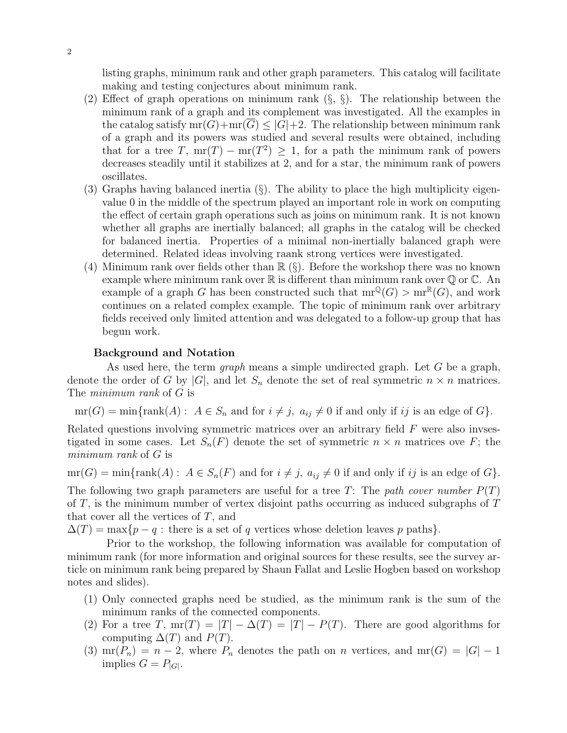listing graphs, minimum rank and other graph parameters. This catalog will facilitate making and testing conjectures about minimum rank.

(2) Effect of graph operations on minimum rank (§, §). The relationship between the minimum rank of a graph and its complement was investigated. All the examples in the catalog satisfy $\text{mr}(G)+\text{mr}(\overline{G}) \leq |G|+2$. The relationship between minimum rank of a graph and its powers was studied and several results were obtained, including that for a tree $T$, $\text{mr}(T) - \text{mr}(T^2) \geq 1$, for a path the minimum rank of powers decreases steadily until it stabilizes at 2, and for a star, the minimum rank of powers oscillates.

(3) Graphs having balanced inertia (§). The ability to place the high multiplicity eigenvalue 0 in the middle of the spectrum played an important role in work on computing the effect of certain graph operations such as joins on minimum rank. It is not known whether all graphs are inertially balanced; all graphs in the catalog will be checked for balanced inertia. Properties of a minimal non-inertially balanced graph were determined. Related ideas involving raank strong vertices were investigated.

(4) Minimum rank over fields other than $\mathbb{R}$ (§). Before the workshop there was no known example where minimum rank over $\mathbb{R}$ is different than minimum rank over $\mathbb{Q}$ or $\mathbb{C}$. An example of a graph $G$ has been constructed such that $\text{mr}^{\mathbb{Q}}(G) > \text{mr}^{\mathbb{R}}(G)$, and work continues on a related complex example. The topic of minimum rank over arbitrary fields received only limited attention and was delegated to a follow-up group that has begun work.

**Background and Notation**

As used here, the term *graph* means a simple undirected graph. Let $G$ be a graph, denote the order of $G$ by $|G|$, and let $S_n$ denote the set of real symmetric $n \times n$ matrices. The *minimum rank* of $G$ is

$$\text{mr}(G) = \min\{\text{rank}(A) : \ A \in S_n \text{ and for } i \neq j, \ a_{ij} \neq 0 \text{ if and only if } ij \text{ is an edge of } G\}.$$

Related questions involving symmetric matrices over an arbitrary field $F$ were also invsestigated in some cases. Let $S_n(F)$ denote the set of symmetric $n \times n$ matrices ove $F$; the *minimum rank* of $G$ is

$$\text{mr}(G) = \min\{\text{rank}(A) : \ A \in S_n(F) \text{ and for } i \neq j, \ a_{ij} \neq 0 \text{ if and only if } ij \text{ is an edge of } G\}.$$

The following two graph parameters are useful for a tree $T$: The *path cover number* $P(T)$ of $T$, is the minimum number of vertex disjoint paths occurring as induced subgraphs of $T$ that cover all the vertices of $T$, and

$\Delta(T) = \max\{p - q : \text{ there is a set of } q \text{ vertices whose deletion leaves } p \text{ paths}\}$.

Prior to the workshop, the following information was available for computation of minimum rank (for more information and original sources for these results, see the survey article on minimum rank being prepared by Shaun Fallat and Leslie Hogben based on workshop notes and slides).

(1) Only connected graphs need be studied, as the minimum rank is the sum of the minimum ranks of the connected components.

(2) For a tree $T$, $\text{mr}(T) = |T| - \Delta(T) = |T| - P(T)$. There are good algorithms for computing $\Delta(T)$ and $P(T)$.

(3) $\text{mr}(P_n) = n - 2$, where $P_n$ denotes the path on $n$ vertices, and $\text{mr}(G) = |G| - 1$ implies $G = P_{|G|}$.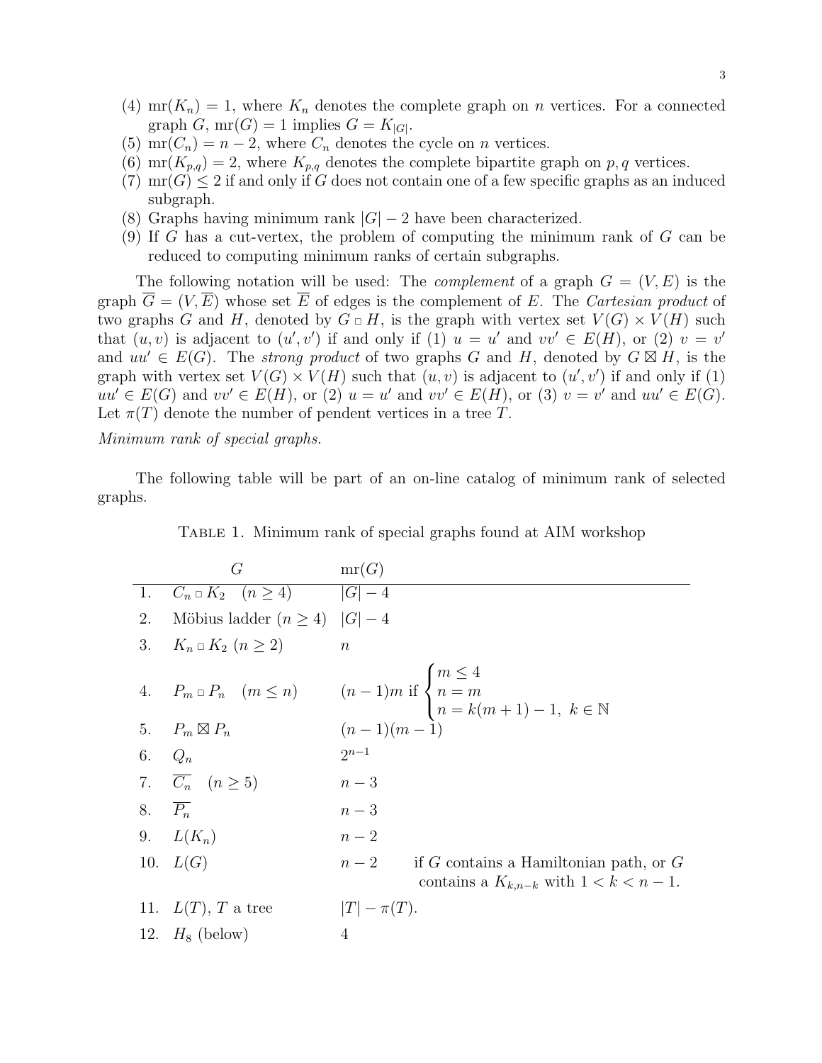(4) $\mathrm{mr}(K_n) = 1$, where $K_n$ denotes the complete graph on $n$ vertices. For a connected graph $G$, $\mathrm{mr}(G) = 1$ implies $G = K_{|G|}$.
(5) $\mathrm{mr}(C_n) = n - 2$, where $C_n$ denotes the cycle on $n$ vertices.
(6) $\mathrm{mr}(K_{p,q}) = 2$, where $K_{p,q}$ denotes the complete bipartite graph on $p, q$ vertices.
(7) $\mathrm{mr}(G) \leq 2$ if and only if $G$ does not contain one of a few specific graphs as an induced subgraph.
(8) Graphs having minimum rank $|G| - 2$ have been characterized.
(9) If $G$ has a cut-vertex, the problem of computing the minimum rank of $G$ can be reduced to computing minimum ranks of certain subgraphs.

The following notation will be used: The *complement* of a graph $G = (V, E)$ is the graph $\overline{G} = (V, \overline{E})$ whose set $\overline{E}$ of edges is the complement of $E$. The *Cartesian product* of two graphs $G$ and $H$, denoted by $G \,\square\, H$, is the graph with vertex set $V(G) \times V(H)$ such that $(u, v)$ is adjacent to $(u', v')$ if and only if (1) $u = u'$ and $vv' \in E(H)$, or (2) $v = v'$ and $uu' \in E(G)$. The *strong product* of two graphs $G$ and $H$, denoted by $G \boxtimes H$, is the graph with vertex set $V(G) \times V(H)$ such that $(u, v)$ is adjacent to $(u', v')$ if and only if (1) $uu' \in E(G)$ and $vv' \in E(H)$, or (2) $u = u'$ and $vv' \in E(H)$, or (3) $v = v'$ and $uu' \in E(G)$. Let $\pi(T)$ denote the number of pendent vertices in a tree $T$.

*Minimum rank of special graphs.*

The following table will be part of an on-line catalog of minimum rank of selected graphs.

TABLE 1. Minimum rank of special graphs found at AIM workshop

| | $G$ | $\mathrm{mr}(G)$ | |
|---|---|---|---|
| 1. | $C_n \,\square\, K_2 \quad (n \geq 4)$ | $\lvert G\rvert - 4$ | |
| 2. | Möbius ladder $(n \geq 4)$ | $\lvert G\rvert - 4$ | |
| 3. | $K_n \,\square\, K_2$ $(n \geq 2)$ | $n$ | |
| 4. | $P_m \,\square\, P_n \quad (m \leq n)$ | $(n-1)m$ if $\begin{cases} m \leq 4 \\ n = m \\ n = k(m+1) - 1, \ k \in \mathbb{N} \end{cases}$ | |
| 5. | $P_m \boxtimes P_n$ | $(n-1)(m-1)$ | |
| 6. | $Q_n$ | $2^{n-1}$ | |
| 7. | $\overline{C_n} \quad (n \geq 5)$ | $n - 3$ | |
| 8. | $\overline{P_n}$ | $n - 3$ | |
| 9. | $L(K_n)$ | $n - 2$ | |
| 10. | $L(G)$ | $n - 2$ | if $G$ contains a Hamiltonian path, or $G$ contains a $K_{k,n-k}$ with $1 < k < n - 1$. |
| 11. | $L(T)$, $T$ a tree | $\lvert T\rvert - \pi(T)$. | |
| 12. | $H_8$ (below) | 4 | |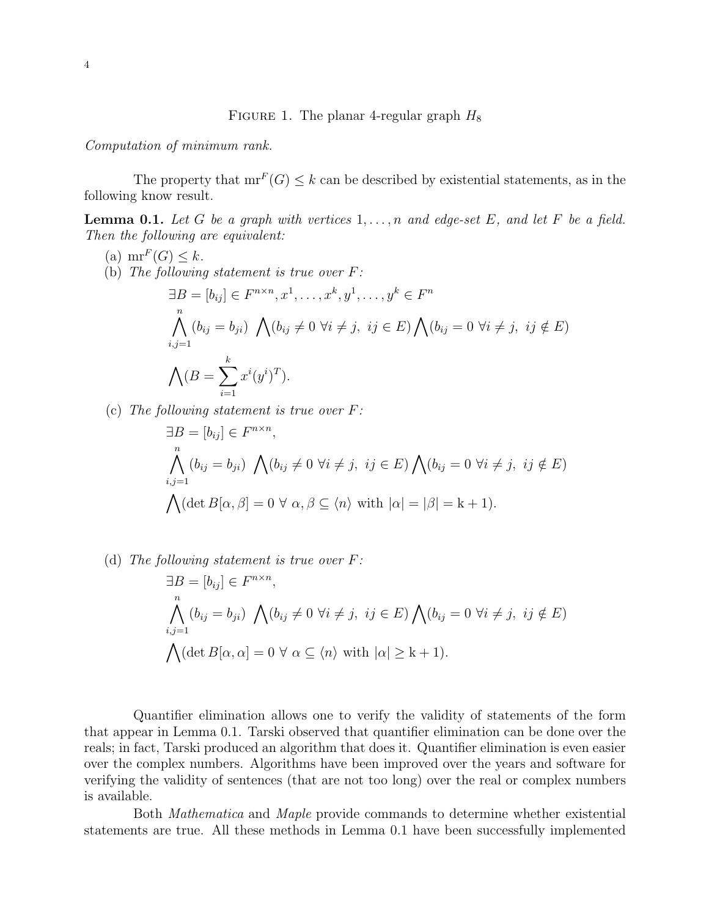FIGURE 1. The planar 4-regular graph $H_8$

*Computation of minimum rank.*

The property that $\mathrm{mr}^F(G) \leq k$ can be described by existential statements, as in the following know result.

**Lemma 0.1.** *Let $G$ be a graph with vertices $1, \ldots, n$ and edge-set $E$, and let $F$ be a field. Then the following are equivalent:*

(a) $\mathrm{mr}^F(G) \leq k$.

(b) *The following statement is true over $F$:*

$$\exists B = [b_{ij}] \in F^{n \times n}, x^1, \ldots, x^k, y^1, \ldots, y^k \in F^n$$

$$\bigwedge_{i,j=1}^{n} (b_{ij} = b_{ji}) \ \bigwedge (b_{ij} \neq 0 \ \forall i \neq j, \ ij \in E) \bigwedge (b_{ij} = 0 \ \forall i \neq j, \ ij \notin E)$$

$$\bigwedge (B = \sum_{i=1}^{k} x^i (y^i)^T).$$

(c) *The following statement is true over $F$:*

$$\exists B = [b_{ij}] \in F^{n \times n},$$

$$\bigwedge_{i,j=1}^{n} (b_{ij} = b_{ji}) \ \bigwedge (b_{ij} \neq 0 \ \forall i \neq j, \ ij \in E) \bigwedge (b_{ij} = 0 \ \forall i \neq j, \ ij \notin E)$$

$$\bigwedge (\det B[\alpha, \beta] = 0 \ \forall \ \alpha, \beta \subseteq \langle n \rangle \text{ with } |\alpha| = |\beta| = \mathrm{k} + 1).$$

(d) *The following statement is true over $F$:*

$$\exists B = [b_{ij}] \in F^{n \times n},$$

$$\bigwedge_{i,j=1}^{n} (b_{ij} = b_{ji}) \ \bigwedge (b_{ij} \neq 0 \ \forall i \neq j, \ ij \in E) \bigwedge (b_{ij} = 0 \ \forall i \neq j, \ ij \notin E)$$

$$\bigwedge (\det B[\alpha, \alpha] = 0 \ \forall \ \alpha \subseteq \langle n \rangle \text{ with } |\alpha| \geq \mathrm{k} + 1).$$

Quantifier elimination allows one to verify the validity of statements of the form that appear in Lemma 0.1. Tarski observed that quantifier elimination can be done over the reals; in fact, Tarski produced an algorithm that does it. Quantifier elimination is even easier over the complex numbers. Algorithms have been improved over the years and software for verifying the validity of sentences (that are not too long) over the real or complex numbers is available.

Both *Mathematica* and *Maple* provide commands to determine whether existential statements are true. All these methods in Lemma 0.1 have been successfully implemented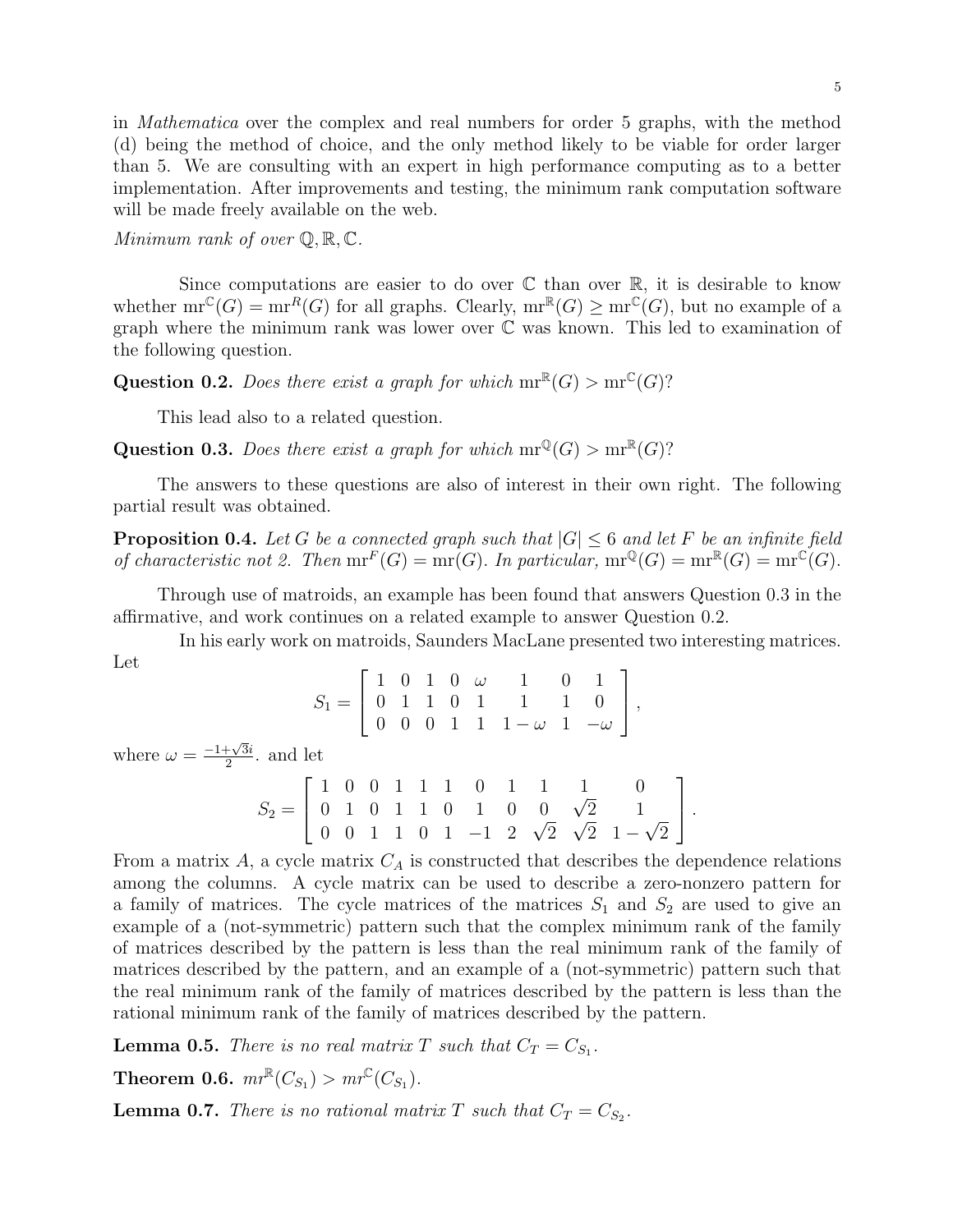in *Mathematica* over the complex and real numbers for order 5 graphs, with the method (d) being the method of choice, and the only method likely to be viable for order larger than 5. We are consulting with an expert in high performance computing as to a better implementation. After improvements and testing, the minimum rank computation software will be made freely available on the web.

*Minimum rank of over* $\mathbb{Q}, \mathbb{R}, \mathbb{C}$.

Since computations are easier to do over $\mathbb{C}$ than over $\mathbb{R}$, it is desirable to know whether $\text{mr}^{\mathbb{C}}(G) = \text{mr}^{R}(G)$ for all graphs. Clearly, $\text{mr}^{\mathbb{R}}(G) \geq \text{mr}^{\mathbb{C}}(G)$, but no example of a graph where the minimum rank was lower over $\mathbb{C}$ was known. This led to examination of the following question.

**Question 0.2.** *Does there exist a graph for which* $\text{mr}^{\mathbb{R}}(G) > \text{mr}^{\mathbb{C}}(G)$?

This lead also to a related question.

**Question 0.3.** *Does there exist a graph for which* $\text{mr}^{\mathbb{Q}}(G) > \text{mr}^{\mathbb{R}}(G)$?

The answers to these questions are also of interest in their own right. The following partial result was obtained.

**Proposition 0.4.** *Let $G$ be a connected graph such that $|G| \leq 6$ and let $F$ be an infinite field of characteristic not 2. Then $\text{mr}^{F}(G) = \text{mr}(G)$. In particular, $\text{mr}^{\mathbb{Q}}(G) = \text{mr}^{\mathbb{R}}(G) = \text{mr}^{\mathbb{C}}(G)$.*

Through use of matroids, an example has been found that answers Question 0.3 in the affirmative, and work continues on a related example to answer Question 0.2.

In his early work on matroids, Saunders MacLane presented two interesting matrices. Let

$$S_1 = \begin{bmatrix} 1 & 0 & 1 & 0 & \omega & 1 & 0 & 1 \\ 0 & 1 & 1 & 0 & 1 & 1 & 1 & 0 \\ 0 & 0 & 0 & 1 & 1 & 1-\omega & 1 & -\omega \end{bmatrix},$$

where $\omega = \frac{-1+\sqrt{3}i}{2}$. and let

$$S_2 = \begin{bmatrix} 1 & 0 & 0 & 1 & 1 & 1 & 0 & 1 & 1 & 1 & 0 \\ 0 & 1 & 0 & 1 & 1 & 0 & 1 & 0 & 0 & \sqrt{2} & 1 \\ 0 & 0 & 1 & 1 & 0 & 1 & -1 & 2 & \sqrt{2} & \sqrt{2} & 1-\sqrt{2} \end{bmatrix}.$$

From a matrix $A$, a cycle matrix $C_A$ is constructed that describes the dependence relations among the columns. A cycle matrix can be used to describe a zero-nonzero pattern for a family of matrices. The cycle matrices of the matrices $S_1$ and $S_2$ are used to give an example of a (not-symmetric) pattern such that the complex minimum rank of the family of matrices described by the pattern is less than the real minimum rank of the family of matrices described by the pattern, and an example of a (not-symmetric) pattern such that the real minimum rank of the family of matrices described by the pattern is less than the rational minimum rank of the family of matrices described by the pattern.

**Lemma 0.5.** *There is no real matrix $T$ such that $C_T = C_{S_1}$.*

**Theorem 0.6.** $mr^{\mathbb{R}}(C_{S_1}) > mr^{\mathbb{C}}(C_{S_1})$.

**Lemma 0.7.** *There is no rational matrix $T$ such that $C_T = C_{S_2}$.*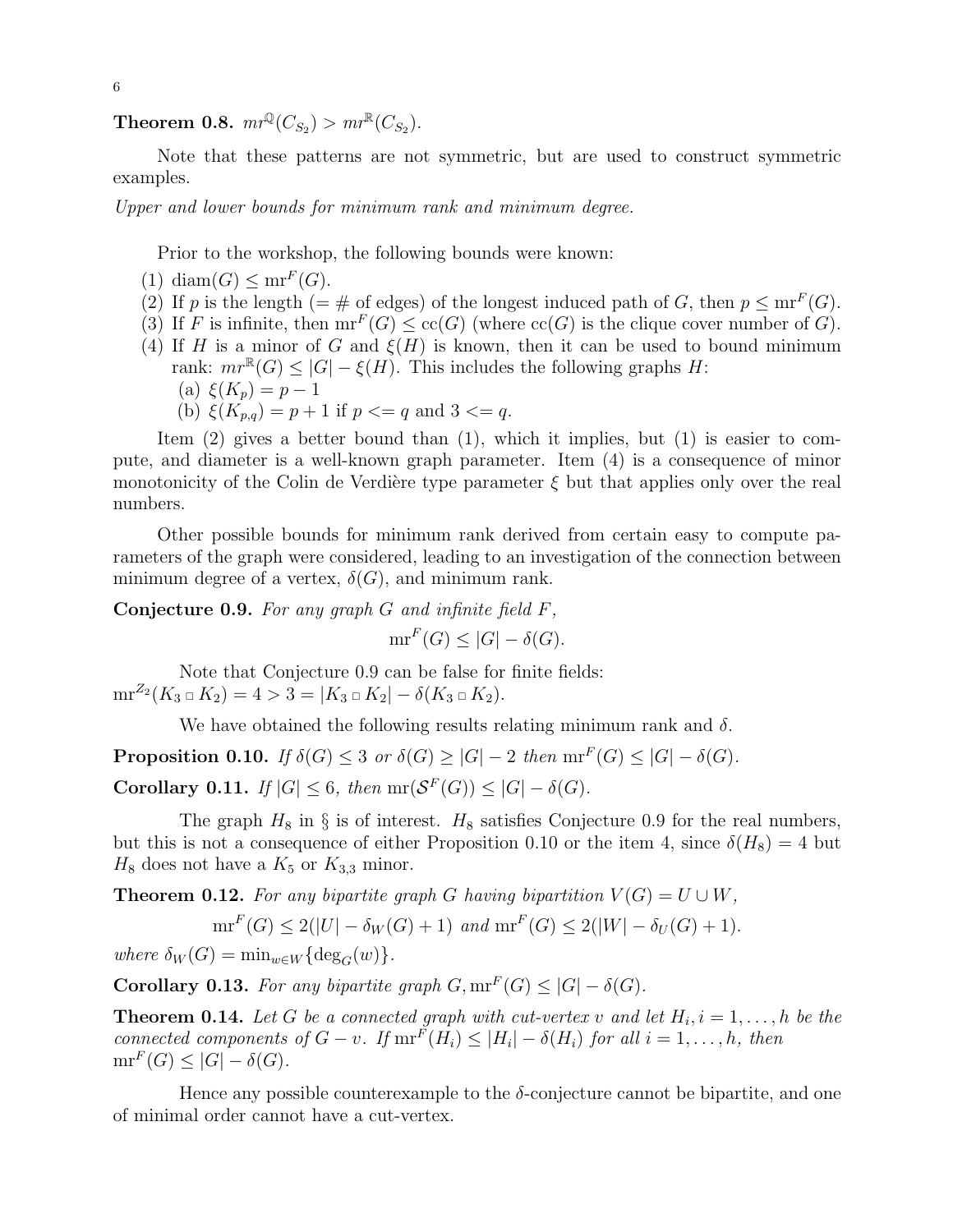**Theorem 0.8.** $mr^{\mathbb{Q}}(C_{S_2}) > mr^{\mathbb{R}}(C_{S_2})$.

Note that these patterns are not symmetric, but are used to construct symmetric examples.

*Upper and lower bounds for minimum rank and minimum degree.*

Prior to the workshop, the following bounds were known:

(1) $\operatorname{diam}(G) \leq \operatorname{mr}^F(G)$.
(2) If $p$ is the length (= # of edges) of the longest induced path of $G$, then $p \leq \operatorname{mr}^F(G)$.
(3) If $F$ is infinite, then $\operatorname{mr}^F(G) \leq \operatorname{cc}(G)$ (where $\operatorname{cc}(G)$ is the clique cover number of $G$).
(4) If $H$ is a minor of $G$ and $\xi(H)$ is known, then it can be used to bound minimum rank: $mr^{\mathbb{R}}(G) \leq |G| - \xi(H)$. This includes the following graphs $H$:
   (a) $\xi(K_p) = p - 1$
   (b) $\xi(K_{p,q}) = p + 1$ if $p <= q$ and $3 <= q$.

Item (2) gives a better bound than (1), which it implies, but (1) is easier to compute, and diameter is a well-known graph parameter. Item (4) is a consequence of minor monotonicity of the Colin de Verdière type parameter $\xi$ but that applies only over the real numbers.

Other possible bounds for minimum rank derived from certain easy to compute parameters of the graph were considered, leading to an investigation of the connection between minimum degree of a vertex, $\delta(G)$, and minimum rank.

**Conjecture 0.9.** *For any graph $G$ and infinite field $F$,*

$$\operatorname{mr}^F(G) \leq |G| - \delta(G).$$

Note that Conjecture 0.9 can be false for finite fields:
$\operatorname{mr}^{Z_2}(K_3 \,\square\, K_2) = 4 > 3 = |K_3 \,\square\, K_2| - \delta(K_3 \,\square\, K_2)$.

We have obtained the following results relating minimum rank and $\delta$.

**Proposition 0.10.** *If $\delta(G) \leq 3$ or $\delta(G) \geq |G| - 2$ then $\operatorname{mr}^F(G) \leq |G| - \delta(G)$.*

**Corollary 0.11.** *If $|G| \leq 6$, then $\operatorname{mr}(\mathcal{S}^F(G)) \leq |G| - \delta(G)$.*

The graph $H_8$ in § is of interest. $H_8$ satisfies Conjecture 0.9 for the real numbers, but this is not a consequence of either Proposition 0.10 or the item 4, since $\delta(H_8) = 4$ but $H_8$ does not have a $K_5$ or $K_{3,3}$ minor.

**Theorem 0.12.** *For any bipartite graph $G$ having bipartition $V(G) = U \cup W$,*

$$\operatorname{mr}^F(G) \leq 2(|U| - \delta_W(G) + 1) \text{ and } \operatorname{mr}^F(G) \leq 2(|W| - \delta_U(G) + 1).$$

*where $\delta_W(G) = \min_{w \in W}\{\deg_G(w)\}$.*

**Corollary 0.13.** *For any bipartite graph $G, \operatorname{mr}^F(G) \leq |G| - \delta(G)$.*

**Theorem 0.14.** *Let $G$ be a connected graph with cut-vertex $v$ and let $H_i, i = 1, \ldots, h$ be the connected components of $G - v$. If $\operatorname{mr}^F(H_i) \leq |H_i| - \delta(H_i)$ for all $i = 1, \ldots, h$, then $\operatorname{mr}^F(G) \leq |G| - \delta(G)$.*

Hence any possible counterexample to the $\delta$-conjecture cannot be bipartite, and one of minimal order cannot have a cut-vertex.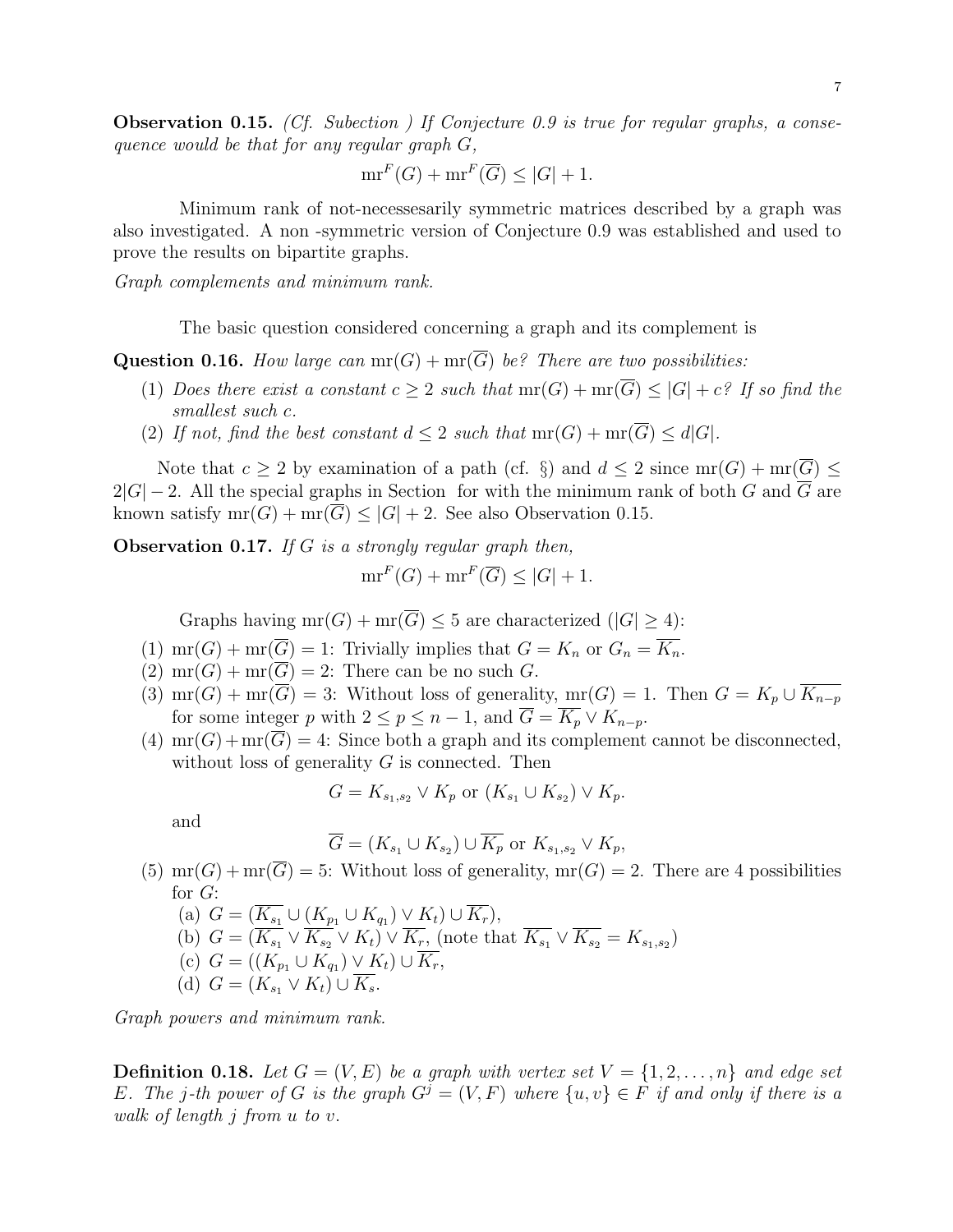**Observation 0.15.** *(Cf. Subection ) If Conjecture 0.9 is true for regular graphs, a consequence would be that for any regular graph $G$,*

$$\mathrm{mr}^F(G) + \mathrm{mr}^F(\overline{G}) \leq |G| + 1.$$

Minimum rank of not-necessesarily symmetric matrices described by a graph was also investigated. A non -symmetric version of Conjecture 0.9 was established and used to prove the results on bipartite graphs.

*Graph complements and minimum rank.*

The basic question considered concerning a graph and its complement is

**Question 0.16.** *How large can $\mathrm{mr}(G) + \mathrm{mr}(\overline{G})$ be? There are two possibilities:*

1. *Does there exist a constant $c \geq 2$ such that $\mathrm{mr}(G) + \mathrm{mr}(\overline{G}) \leq |G| + c$? If so find the smallest such $c$.*
2. *If not, find the best constant $d \leq 2$ such that $\mathrm{mr}(G) + \mathrm{mr}(\overline{G}) \leq d|G|$.*

Note that $c \geq 2$ by examination of a path (cf. §) and $d \leq 2$ since $\mathrm{mr}(G) + \mathrm{mr}(\overline{G}) \leq 2|G| - 2$. All the special graphs in Section for with the minimum rank of both $G$ and $\overline{G}$ are known satisfy $\mathrm{mr}(G) + \mathrm{mr}(\overline{G}) \leq |G| + 2$. See also Observation 0.15.

**Observation 0.17.** *If $G$ is a strongly regular graph then,*

$$\mathrm{mr}^F(G) + \mathrm{mr}^F(\overline{G}) \leq |G| + 1.$$

Graphs having $\mathrm{mr}(G) + \mathrm{mr}(\overline{G}) \leq 5$ are characterized ($|G| \geq 4$):

1. $\mathrm{mr}(G) + \mathrm{mr}(\overline{G}) = 1$: Trivially implies that $G = K_n$ or $G_n = \overline{K_n}$.
2. $\mathrm{mr}(G) + \mathrm{mr}(\overline{G}) = 2$: There can be no such $G$.
3. $\mathrm{mr}(G) + \mathrm{mr}(\overline{G}) = 3$: Without loss of generality, $\mathrm{mr}(G) = 1$. Then $G = K_p \cup \overline{K_{n-p}}$ for some integer $p$ with $2 \leq p \leq n-1$, and $\overline{G} = \overline{K_p} \vee K_{n-p}$.
4. $\mathrm{mr}(G) + \mathrm{mr}(\overline{G}) = 4$: Since both a graph and its complement cannot be disconnected, without loss of generality $G$ is connected. Then

   $$G = K_{s_1,s_2} \vee K_p \text{ or } (K_{s_1} \cup K_{s_2}) \vee K_p.$$

   and

   $$\overline{G} = (K_{s_1} \cup K_{s_2}) \cup \overline{K_p} \text{ or } K_{s_1,s_2} \vee K_p,$$

5. $\mathrm{mr}(G) + \mathrm{mr}(\overline{G}) = 5$: Without loss of generality, $\mathrm{mr}(G) = 2$. There are 4 possibilities for $G$:
   (a) $G = (\overline{K_{s_1}} \cup (K_{p_1} \cup K_{q_1}) \vee K_t) \cup \overline{K_r})$,
   (b) $G = (\overline{K_{s_1}} \vee \overline{K_{s_2}} \vee K_t) \vee \overline{K_r}$, (note that $\overline{K_{s_1}} \vee \overline{K_{s_2}} = K_{s_1,s_2}$)
   (c) $G = ((K_{p_1} \cup K_{q_1}) \vee K_t) \cup \overline{K_r}$,
   (d) $G = (K_{s_1} \vee K_t) \cup \overline{K_s}$.

*Graph powers and minimum rank.*

**Definition 0.18.** *Let $G = (V, E)$ be a graph with vertex set $V = \{1, 2, \ldots, n\}$ and edge set $E$. The $j$-th power of $G$ is the graph $G^j = (V, F)$ where $\{u, v\} \in F$ if and only if there is a walk of length $j$ from $u$ to $v$.*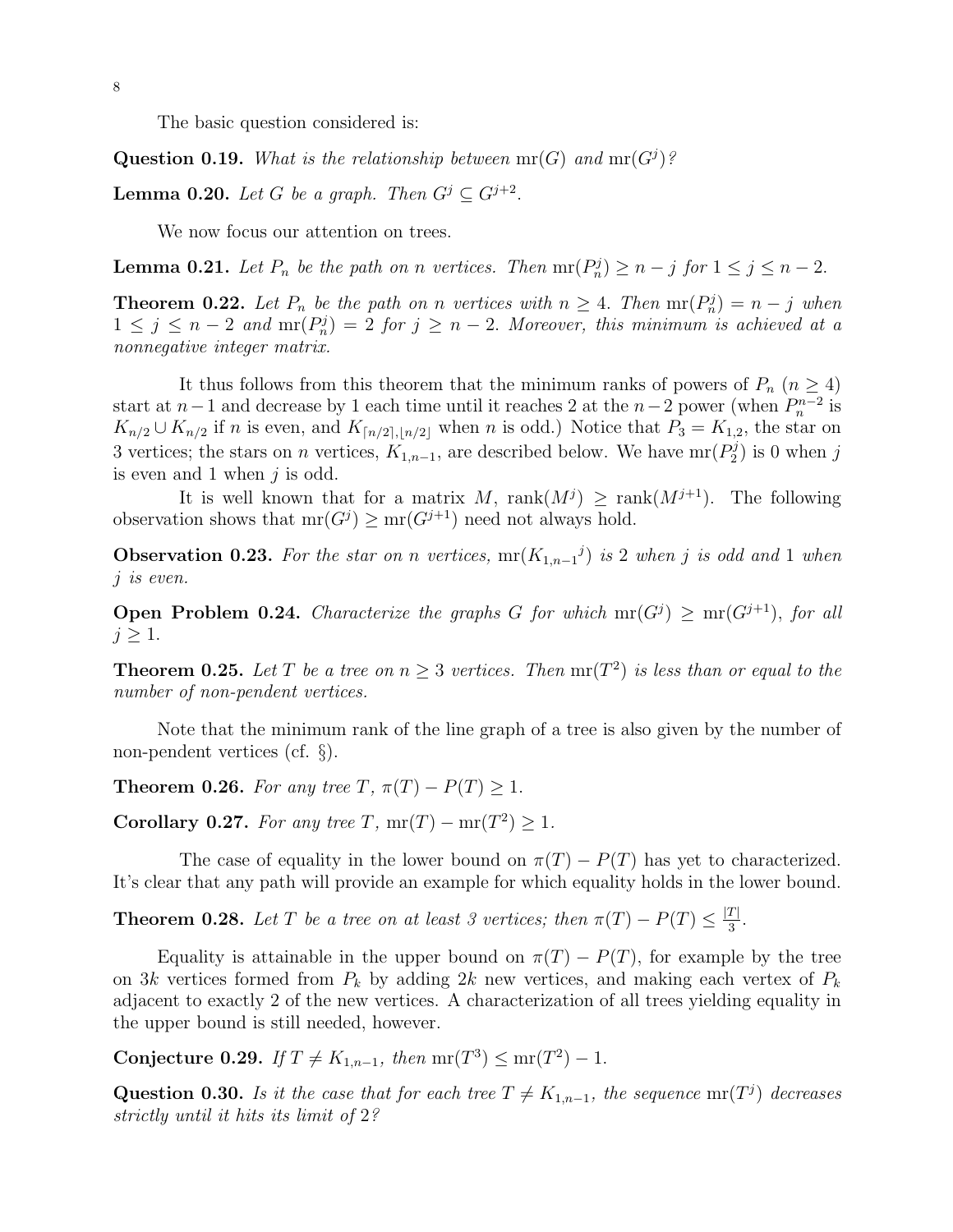The basic question considered is:

**Question 0.19.** *What is the relationship between* $\mathrm{mr}(G)$ *and* $\mathrm{mr}(G^j)$*?*

**Lemma 0.20.** *Let* $G$ *be a graph. Then* $G^j \subseteq G^{j+2}$.

We now focus our attention on trees.

**Lemma 0.21.** *Let* $P_n$ *be the path on* $n$ *vertices. Then* $\mathrm{mr}(P_n^j) \geq n - j$ *for* $1 \leq j \leq n-2$.

**Theorem 0.22.** *Let* $P_n$ *be the path on* $n$ *vertices with* $n \geq 4$. *Then* $\mathrm{mr}(P_n^j) = n - j$ *when* $1 \leq j \leq n-2$ *and* $\mathrm{mr}(P_n^j) = 2$ *for* $j \geq n-2$. *Moreover, this minimum is achieved at a nonnegative integer matrix.*

It thus follows from this theorem that the minimum ranks of powers of $P_n$ ($n \geq 4$) start at $n-1$ and decrease by 1 each time until it reaches 2 at the $n-2$ power (when $P_n^{n-2}$ is $K_{n/2} \cup K_{n/2}$ if $n$ is even, and $K_{\lceil n/2 \rceil, \lfloor n/2 \rfloor}$ when $n$ is odd.) Notice that $P_3 = K_{1,2}$, the star on 3 vertices; the stars on $n$ vertices, $K_{1,n-1}$, are described below. We have $\mathrm{mr}(P_2^j)$ is 0 when $j$ is even and 1 when $j$ is odd.

It is well known that for a matrix $M$, $\mathrm{rank}(M^j) \geq \mathrm{rank}(M^{j+1})$. The following observation shows that $\mathrm{mr}(G^j) \geq \mathrm{mr}(G^{j+1})$ need not always hold.

**Observation 0.23.** *For the star on* $n$ *vertices,* $\mathrm{mr}({K_{1,n-1}}^j)$ *is* 2 *when* $j$ *is odd and* 1 *when* $j$ *is even.*

**Open Problem 0.24.** *Characterize the graphs* $G$ *for which* $\mathrm{mr}(G^j) \geq \mathrm{mr}(G^{j+1})$*, for all* $j \geq 1$.

**Theorem 0.25.** *Let* $T$ *be a tree on* $n \geq 3$ *vertices. Then* $\mathrm{mr}(T^2)$ *is less than or equal to the number of non-pendent vertices.*

Note that the minimum rank of the line graph of a tree is also given by the number of non-pendent vertices (cf. §).

**Theorem 0.26.** *For any tree* $T$, $\pi(T) - P(T) \geq 1$.

**Corollary 0.27.** *For any tree* $T$, $\mathrm{mr}(T) - \mathrm{mr}(T^2) \geq 1$.

The case of equality in the lower bound on $\pi(T) - P(T)$ has yet to characterized. It's clear that any path will provide an example for which equality holds in the lower bound.

**Theorem 0.28.** *Let* $T$ *be a tree on at least 3 vertices; then* $\pi(T) - P(T) \leq \frac{|T|}{3}$.

Equality is attainable in the upper bound on $\pi(T) - P(T)$, for example by the tree on $3k$ vertices formed from $P_k$ by adding $2k$ new vertices, and making each vertex of $P_k$ adjacent to exactly 2 of the new vertices. A characterization of all trees yielding equality in the upper bound is still needed, however.

**Conjecture 0.29.** *If* $T \neq K_{1,n-1}$*, then* $\mathrm{mr}(T^3) \leq \mathrm{mr}(T^2) - 1$.

**Question 0.30.** *Is it the case that for each tree* $T \neq K_{1,n-1}$*, the sequence* $\mathrm{mr}(T^j)$ *decreases strictly until it hits its limit of* 2*?*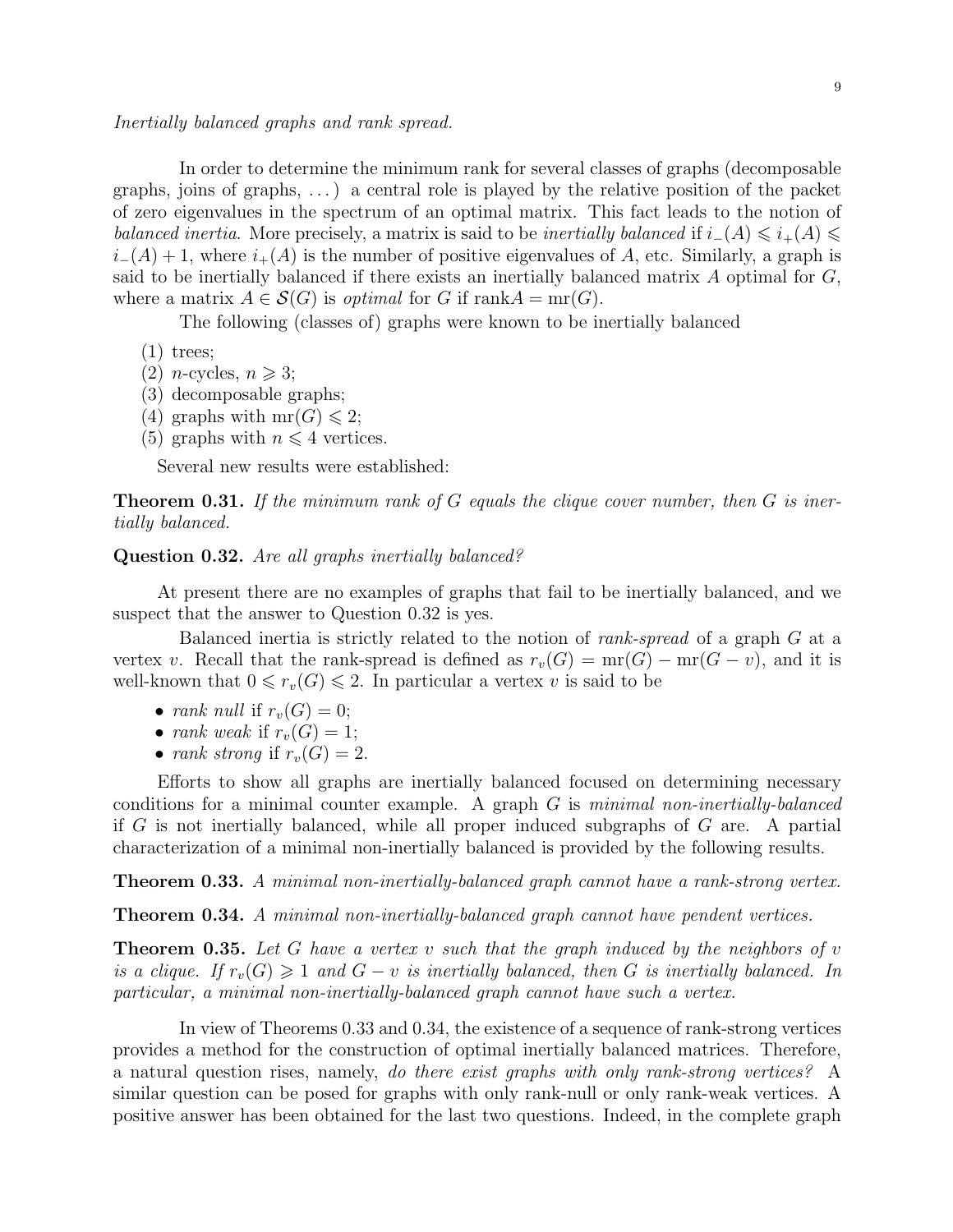*Inertially balanced graphs and rank spread.*

In order to determine the minimum rank for several classes of graphs (decomposable graphs, joins of graphs, ...) a central role is played by the relative position of the packet of zero eigenvalues in the spectrum of an optimal matrix. This fact leads to the notion of *balanced inertia*. More precisely, a matrix is said to be *inertially balanced* if $i_-(A) \leqslant i_+(A) \leqslant i_-(A)+1$, where $i_+(A)$ is the number of positive eigenvalues of $A$, etc. Similarly, a graph is said to be inertially balanced if there exists an inertially balanced matrix $A$ optimal for $G$, where a matrix $A \in \mathcal{S}(G)$ is *optimal* for $G$ if $\operatorname{rank} A = \operatorname{mr}(G)$.

The following (classes of) graphs were known to be inertially balanced

(1) trees;
(2) $n$-cycles, $n \geqslant 3$;
(3) decomposable graphs;
(4) graphs with $\operatorname{mr}(G) \leqslant 2$;
(5) graphs with $n \leqslant 4$ vertices.

Several new results were established:

**Theorem 0.31.** *If the minimum rank of $G$ equals the clique cover number, then $G$ is inertially balanced.*

**Question 0.32.** *Are all graphs inertially balanced?*

At present there are no examples of graphs that fail to be inertially balanced, and we suspect that the answer to Question 0.32 is yes.

Balanced inertia is strictly related to the notion of *rank-spread* of a graph $G$ at a vertex $v$. Recall that the rank-spread is defined as $r_v(G) = \operatorname{mr}(G) - \operatorname{mr}(G-v)$, and it is well-known that $0 \leqslant r_v(G) \leqslant 2$. In particular a vertex $v$ is said to be

- *rank null* if $r_v(G) = 0$;
- *rank weak* if $r_v(G) = 1$;
- *rank strong* if $r_v(G) = 2$.

Efforts to show all graphs are inertially balanced focused on determining necessary conditions for a minimal counter example. A graph $G$ is *minimal non-inertially-balanced* if $G$ is not inertially balanced, while all proper induced subgraphs of $G$ are. A partial characterization of a minimal non-inertially balanced is provided by the following results.

**Theorem 0.33.** *A minimal non-inertially-balanced graph cannot have a rank-strong vertex.*

**Theorem 0.34.** *A minimal non-inertially-balanced graph cannot have pendent vertices.*

**Theorem 0.35.** *Let $G$ have a vertex $v$ such that the graph induced by the neighbors of $v$ is a clique. If $r_v(G) \geqslant 1$ and $G - v$ is inertially balanced, then $G$ is inertially balanced. In particular, a minimal non-inertially-balanced graph cannot have such a vertex.*

In view of Theorems 0.33 and 0.34, the existence of a sequence of rank-strong vertices provides a method for the construction of optimal inertially balanced matrices. Therefore, a natural question rises, namely, *do there exist graphs with only rank-strong vertices?* A similar question can be posed for graphs with only rank-null or only rank-weak vertices. A positive answer has been obtained for the last two questions. Indeed, in the complete graph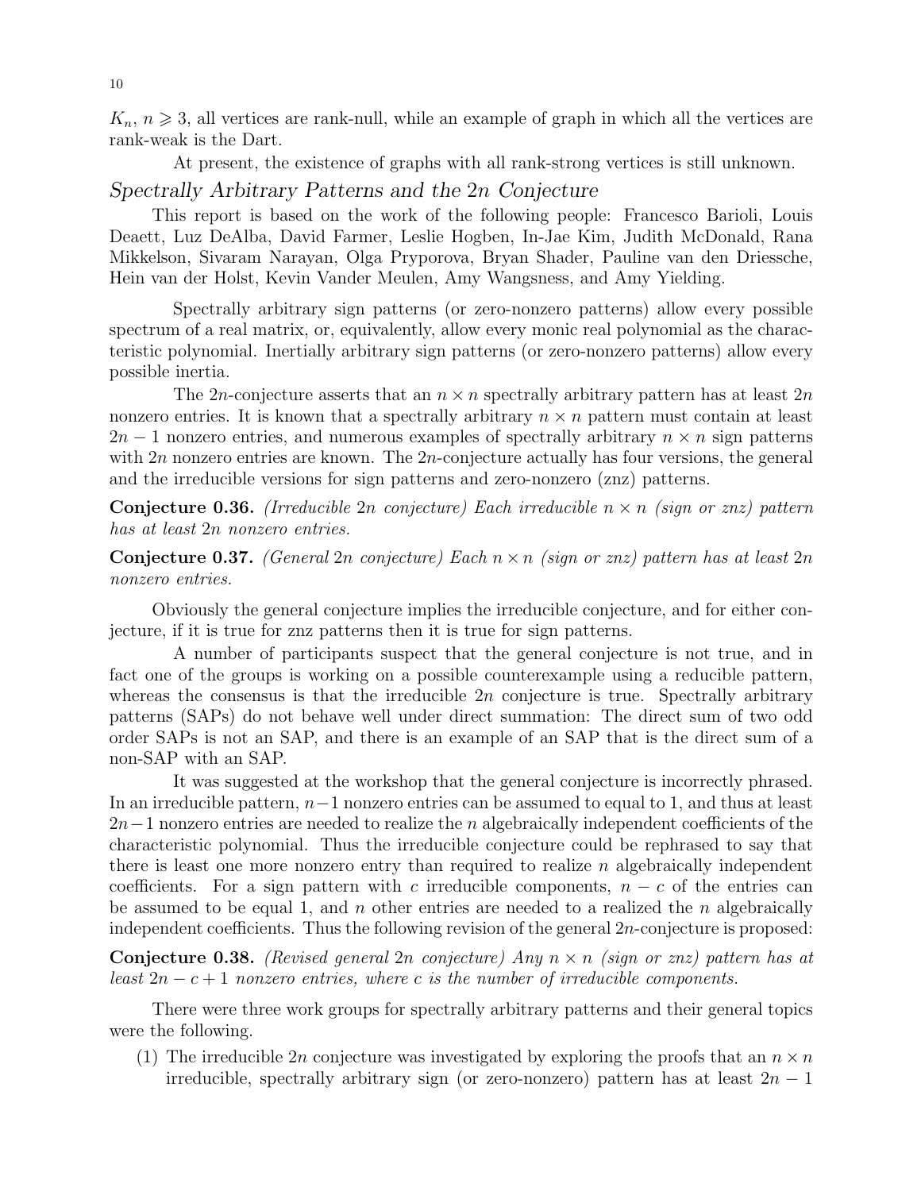$K_n$, $n \geqslant 3$, all vertices are rank-null, while an example of graph in which all the vertices are rank-weak is the Dart.

At present, the existence of graphs with all rank-strong vertices is still unknown.

### *Spectrally Arbitrary Patterns and the 2n Conjecture*

This report is based on the work of the following people: Francesco Barioli, Louis Deaett, Luz DeAlba, David Farmer, Leslie Hogben, In-Jae Kim, Judith McDonald, Rana Mikkelson, Sivaram Narayan, Olga Pryporova, Bryan Shader, Pauline van den Driessche, Hein van der Holst, Kevin Vander Meulen, Amy Wangsness, and Amy Yielding.

Spectrally arbitrary sign patterns (or zero-nonzero patterns) allow every possible spectrum of a real matrix, or, equivalently, allow every monic real polynomial as the characteristic polynomial. Inertially arbitrary sign patterns (or zero-nonzero patterns) allow every possible inertia.

The $2n$-conjecture asserts that an $n \times n$ spectrally arbitrary pattern has at least $2n$ nonzero entries. It is known that a spectrally arbitrary $n \times n$ pattern must contain at least $2n-1$ nonzero entries, and numerous examples of spectrally arbitrary $n \times n$ sign patterns with $2n$ nonzero entries are known. The $2n$-conjecture actually has four versions, the general and the irreducible versions for sign patterns and zero-nonzero (znz) patterns.

**Conjecture 0.36.** *(Irreducible $2n$ conjecture) Each irreducible $n \times n$ (sign or znz) pattern has at least $2n$ nonzero entries.*

**Conjecture 0.37.** *(General $2n$ conjecture) Each $n \times n$ (sign or znz) pattern has at least $2n$ nonzero entries.*

Obviously the general conjecture implies the irreducible conjecture, and for either conjecture, if it is true for znz patterns then it is true for sign patterns.

A number of participants suspect that the general conjecture is not true, and in fact one of the groups is working on a possible counterexample using a reducible pattern, whereas the consensus is that the irreducible $2n$ conjecture is true. Spectrally arbitrary patterns (SAPs) do not behave well under direct summation: The direct sum of two odd order SAPs is not an SAP, and there is an example of an SAP that is the direct sum of a non-SAP with an SAP.

It was suggested at the workshop that the general conjecture is incorrectly phrased. In an irreducible pattern, $n-1$ nonzero entries can be assumed to equal to 1, and thus at least $2n-1$ nonzero entries are needed to realize the $n$ algebraically independent coefficients of the characteristic polynomial. Thus the irreducible conjecture could be rephrased to say that there is least one more nonzero entry than required to realize $n$ algebraically independent coefficients. For a sign pattern with $c$ irreducible components, $n-c$ of the entries can be assumed to be equal 1, and $n$ other entries are needed to a realized the $n$ algebraically independent coefficients. Thus the following revision of the general $2n$-conjecture is proposed:

**Conjecture 0.38.** *(Revised general $2n$ conjecture) Any $n \times n$ (sign or znz) pattern has at least $2n-c+1$ nonzero entries, where $c$ is the number of irreducible components.*

There were three work groups for spectrally arbitrary patterns and their general topics were the following.

(1) The irreducible $2n$ conjecture was investigated by exploring the proofs that an $n \times n$ irreducible, spectrally arbitrary sign (or zero-nonzero) pattern has at least $2n-1$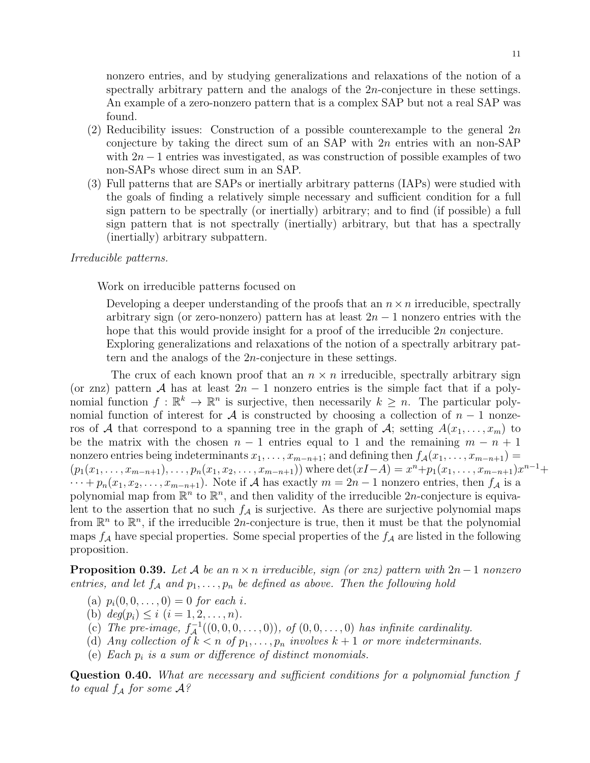nonzero entries, and by studying generalizations and relaxations of the notion of a spectrally arbitrary pattern and the analogs of the $2n$-conjecture in these settings. An example of a zero-nonzero pattern that is a complex SAP but not a real SAP was found.

(2) Reducibility issues: Construction of a possible counterexample to the general $2n$ conjecture by taking the direct sum of an SAP with $2n$ entries with an non-SAP with $2n-1$ entries was investigated, as was construction of possible examples of two non-SAPs whose direct sum in an SAP.

(3) Full patterns that are SAPs or inertially arbitrary patterns (IAPs) were studied with the goals of finding a relatively simple necessary and sufficient condition for a full sign pattern to be spectrally (or inertially) arbitrary; and to find (if possible) a full sign pattern that is not spectrally (inertially) arbitrary, but that has a spectrally (inertially) arbitrary subpattern.

*Irreducible patterns.*

Work on irreducible patterns focused on

Developing a deeper understanding of the proofs that an $n \times n$ irreducible, spectrally arbitrary sign (or zero-nonzero) pattern has at least $2n-1$ nonzero entries with the hope that this would provide insight for a proof of the irreducible $2n$ conjecture.
Exploring generalizations and relaxations of the notion of a spectrally arbitrary pattern and the analogs of the $2n$-conjecture in these settings.

The crux of each known proof that an $n \times n$ irreducible, spectrally arbitrary sign (or znz) pattern $\mathcal{A}$ has at least $2n-1$ nonzero entries is the simple fact that if a polynomial function $f : \mathbb{R}^k \to \mathbb{R}^n$ is surjective, then necessarily $k \geq n$. The particular polynomial function of interest for $\mathcal{A}$ is constructed by choosing a collection of $n-1$ nonzeros of $\mathcal{A}$ that correspond to a spanning tree in the graph of $\mathcal{A}$; setting $A(x_1, \ldots, x_m)$ to be the matrix with the chosen $n-1$ entries equal to 1 and the remaining $m-n+1$ nonzero entries being indeterminants $x_1, \ldots, x_{m-n+1}$; and defining then $f_{\mathcal{A}}(x_1, \ldots, x_{m-n+1}) = (p_1(x_1, \ldots, x_{m-n+1}), \ldots, p_n(x_1, x_2, \ldots, x_{m-n+1}))$ where $\det(xI - A) = x^n + p_1(x_1, \ldots, x_{m-n+1})x^{n-1} + \cdots + p_n(x_1, x_2, \ldots, x_{m-n+1})$. Note if $\mathcal{A}$ has exactly $m = 2n-1$ nonzero entries, then $f_{\mathcal{A}}$ is a polynomial map from $\mathbb{R}^n$ to $\mathbb{R}^n$, and then validity of the irreducible $2n$-conjecture is equivalent to the assertion that no such $f_{\mathcal{A}}$ is surjective. As there are surjective polynomial maps from $\mathbb{R}^n$ to $\mathbb{R}^n$, if the irreducible $2n$-conjecture is true, then it must be that the polynomial maps $f_{\mathcal{A}}$ have special properties. Some special properties of the $f_{\mathcal{A}}$ are listed in the following proposition.

**Proposition 0.39.** *Let $\mathcal{A}$ be an $n \times n$ irreducible, sign (or znz) pattern with $2n-1$ nonzero entries, and let $f_{\mathcal{A}}$ and $p_1, \ldots, p_n$ be defined as above. Then the following hold*

(a) *$p_i(0, 0, \ldots, 0) = 0$ for each $i$.*
(b) *$deg(p_i) \leq i$ $(i = 1, 2, \ldots, n)$.*
(c) *The pre-image, $f_{\mathcal{A}}^{-1}((0, 0, 0, \ldots, 0))$, of $(0, 0, \ldots, 0)$ has infinite cardinality.*
(d) *Any collection of $k < n$ of $p_1, \ldots, p_n$ involves $k+1$ or more indeterminants.*
(e) *Each $p_i$ is a sum or difference of distinct monomials.*

**Question 0.40.** *What are necessary and sufficient conditions for a polynomial function $f$ to equal $f_{\mathcal{A}}$ for some $\mathcal{A}$?*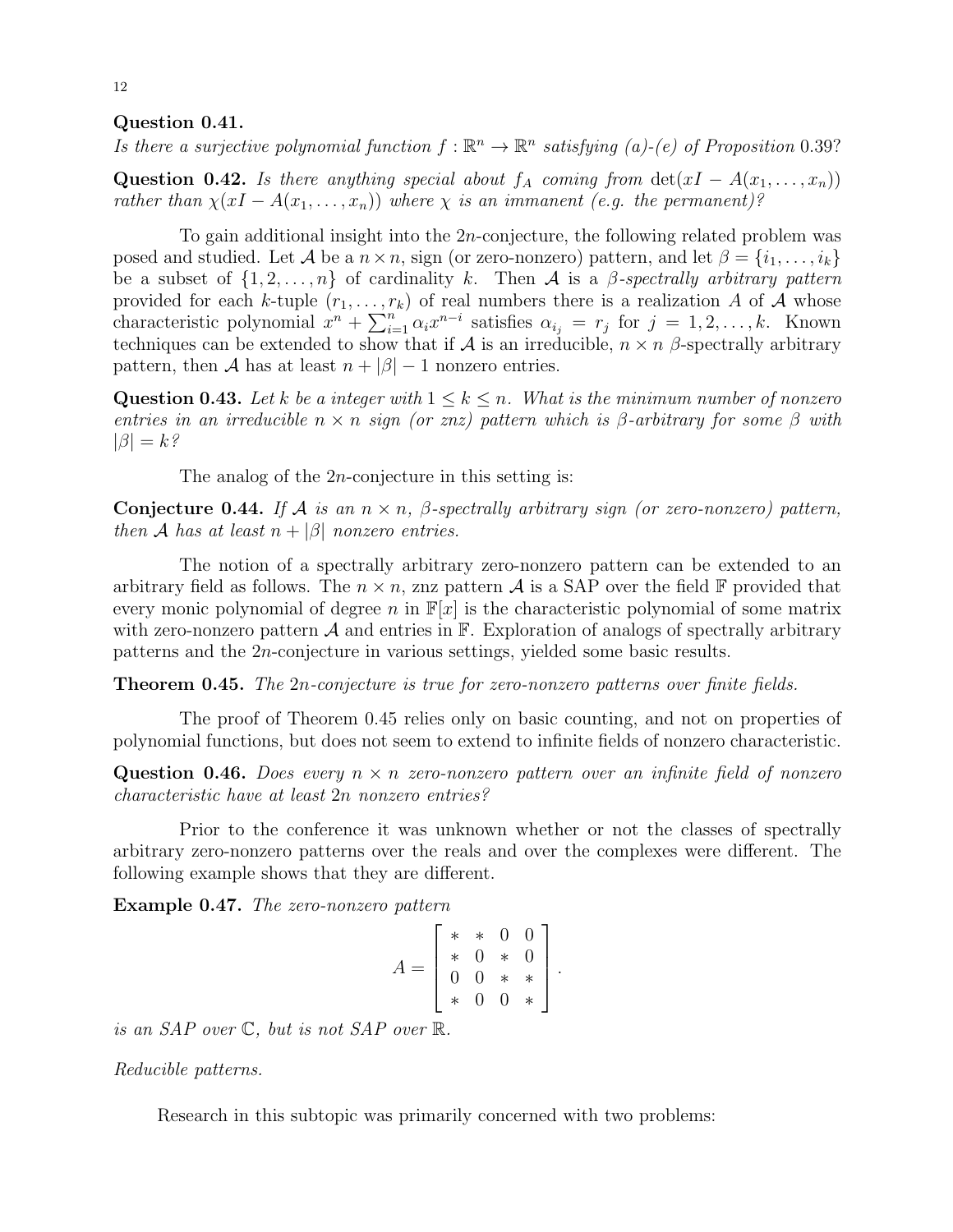**Question 0.41.**
*Is there a surjective polynomial function $f : \mathbb{R}^n \to \mathbb{R}^n$ satisfying (a)-(e) of Proposition 0.39?*

**Question 0.42.** *Is there anything special about $f_A$ coming from $\det(xI - A(x_1, \ldots, x_n))$ rather than $\chi(xI - A(x_1, \ldots, x_n))$ where $\chi$ is an immanent (e.g. the permanent)?*

To gain additional insight into the $2n$-conjecture, the following related problem was posed and studied. Let $\mathcal{A}$ be a $n \times n$, sign (or zero-nonzero) pattern, and let $\beta = \{i_1, \ldots, i_k\}$ be a subset of $\{1, 2, \ldots, n\}$ of cardinality $k$. Then $\mathcal{A}$ is a *$\beta$-spectrally arbitrary pattern* provided for each $k$-tuple $(r_1, \ldots, r_k)$ of real numbers there is a realization $A$ of $\mathcal{A}$ whose characteristic polynomial $x^n + \sum_{i=1}^n \alpha_i x^{n-i}$ satisfies $\alpha_{i_j} = r_j$ for $j = 1, 2, \ldots, k$. Known techniques can be extended to show that if $\mathcal{A}$ is an irreducible, $n \times n$ $\beta$-spectrally arbitrary pattern, then $\mathcal{A}$ has at least $n + |\beta| - 1$ nonzero entries.

**Question 0.43.** *Let $k$ be a integer with $1 \leq k \leq n$. What is the minimum number of nonzero entries in an irreducible $n \times n$ sign (or znz) pattern which is $\beta$-arbitrary for some $\beta$ with $|\beta| = k$?*

The analog of the $2n$-conjecture in this setting is:

**Conjecture 0.44.** *If $\mathcal{A}$ is an $n \times n$, $\beta$-spectrally arbitrary sign (or zero-nonzero) pattern, then $\mathcal{A}$ has at least $n + |\beta|$ nonzero entries.*

The notion of a spectrally arbitrary zero-nonzero pattern can be extended to an arbitrary field as follows. The $n \times n$, znz pattern $\mathcal{A}$ is a SAP over the field $\mathbb{F}$ provided that every monic polynomial of degree $n$ in $\mathbb{F}[x]$ is the characteristic polynomial of some matrix with zero-nonzero pattern $\mathcal{A}$ and entries in $\mathbb{F}$. Exploration of analogs of spectrally arbitrary patterns and the $2n$-conjecture in various settings, yielded some basic results.

**Theorem 0.45.** *The $2n$-conjecture is true for zero-nonzero patterns over finite fields.*

The proof of Theorem 0.45 relies only on basic counting, and not on properties of polynomial functions, but does not seem to extend to infinite fields of nonzero characteristic.

**Question 0.46.** *Does every $n \times n$ zero-nonzero pattern over an infinite field of nonzero characteristic have at least $2n$ nonzero entries?*

Prior to the conference it was unknown whether or not the classes of spectrally arbitrary zero-nonzero patterns over the reals and over the complexes were different. The following example shows that they are different.

**Example 0.47.** *The zero-nonzero pattern*

$$A = \begin{bmatrix} * & * & 0 & 0 \\ * & 0 & * & 0 \\ 0 & 0 & * & * \\ * & 0 & 0 & * \end{bmatrix}.$$

*is an SAP over $\mathbb{C}$, but is not SAP over $\mathbb{R}$.*

*Reducible patterns.*

Research in this subtopic was primarily concerned with two problems: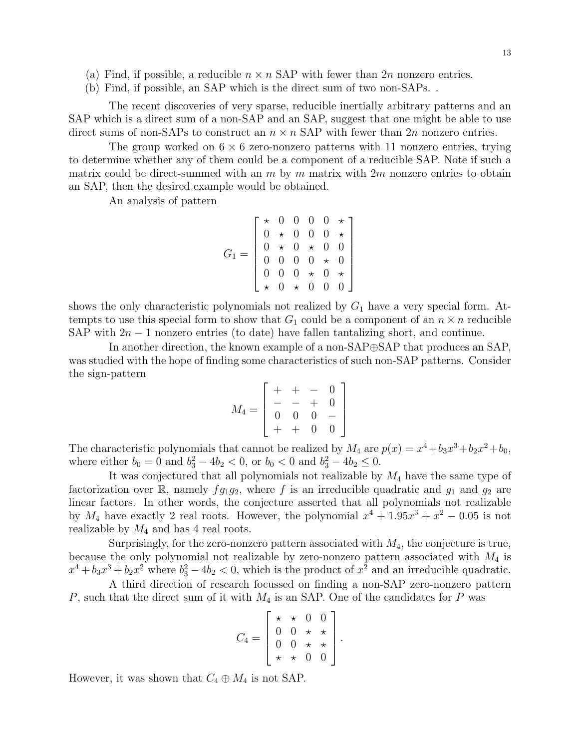(a) Find, if possible, a reducible $n \times n$ SAP with fewer than $2n$ nonzero entries.

(b) Find, if possible, an SAP which is the direct sum of two non-SAPs. .

The recent discoveries of very sparse, reducible inertially arbitrary patterns and an SAP which is a direct sum of a non-SAP and an SAP, suggest that one might be able to use direct sums of non-SAPs to construct an $n \times n$ SAP with fewer than $2n$ nonzero entries.

The group worked on $6 \times 6$ zero-nonzero patterns with 11 nonzero entries, trying to determine whether any of them could be a component of a reducible SAP. Note if such a matrix could be direct-summed with an $m$ by $m$ matrix with $2m$ nonzero entries to obtain an SAP, then the desired example would be obtained.

An analysis of pattern

$$G_1 = \begin{bmatrix} \star & 0 & 0 & 0 & 0 & \star \\ 0 & \star & 0 & 0 & 0 & \star \\ 0 & \star & 0 & \star & 0 & 0 \\ 0 & 0 & 0 & 0 & \star & 0 \\ 0 & 0 & 0 & \star & 0 & \star \\ \star & 0 & \star & 0 & 0 & 0 \end{bmatrix}$$

shows the only characteristic polynomials not realized by $G_1$ have a very special form. Attempts to use this special form to show that $G_1$ could be a component of an $n \times n$ reducible SAP with $2n - 1$ nonzero entries (to date) have fallen tantalizing short, and continue.

In another direction, the known example of a non-SAP$\oplus$SAP that produces an SAP, was studied with the hope of finding some characteristics of such non-SAP patterns. Consider the sign-pattern

$$M_4 = \begin{bmatrix} + & + & - & 0 \\ - & - & + & 0 \\ 0 & 0 & 0 & - \\ + & + & 0 & 0 \end{bmatrix}$$

The characteristic polynomials that cannot be realized by $M_4$ are $p(x) = x^4 + b_3x^3 + b_2x^2 + b_0$, where either $b_0 = 0$ and $b_3^2 - 4b_2 < 0$, or $b_0 < 0$ and $b_3^2 - 4b_2 \leq 0$.

It was conjectured that all polynomials not realizable by $M_4$ have the same type of factorization over $\mathbb{R}$, namely $fg_1g_2$, where $f$ is an irreducible quadratic and $g_1$ and $g_2$ are linear factors. In other words, the conjecture asserted that all polynomials not realizable by $M_4$ have exactly 2 real roots. However, the polynomial $x^4 + 1.95x^3 + x^2 - 0.05$ is not realizable by $M_4$ and has 4 real roots.

Surprisingly, for the zero-nonzero pattern associated with $M_4$, the conjecture is true, because the only polynomial not realizable by zero-nonzero pattern associated with $M_4$ is $x^4 + b_3x^3 + b_2x^2$ where $b_3^2 - 4b_2 < 0$, which is the product of $x^2$ and an irreducible quadratic.

A third direction of research focussed on finding a non-SAP zero-nonzero pattern $P$, such that the direct sum of it with $M_4$ is an SAP. One of the candidates for $P$ was

$$C_4 = \begin{bmatrix} \star & \star & 0 & 0 \\ 0 & 0 & \star & \star \\ 0 & 0 & \star & \star \\ \star & \star & 0 & 0 \end{bmatrix}.$$

However, it was shown that $C_4 \oplus M_4$ is not SAP.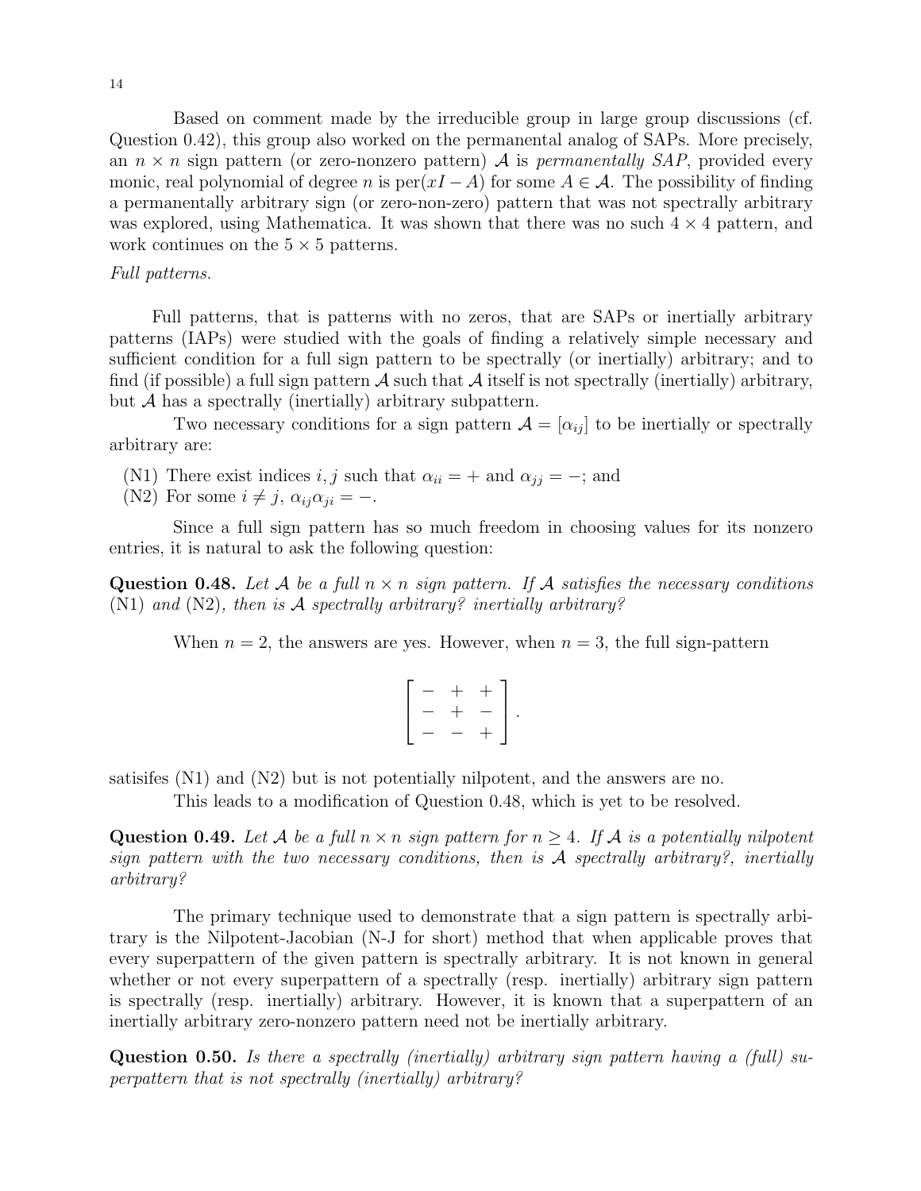Based on comment made by the irreducible group in large group discussions (cf. Question 0.42), this group also worked on the permanental analog of SAPs. More precisely, an $n \times n$ sign pattern (or zero-nonzero pattern) $\mathcal{A}$ is *permanentally SAP*, provided every monic, real polynomial of degree $n$ is $\mathrm{per}(xI - A)$ for some $A \in \mathcal{A}$. The possibility of finding a permanentally arbitrary sign (or zero-non-zero) pattern that was not spectrally arbitrary was explored, using Mathematica. It was shown that there was no such $4 \times 4$ pattern, and work continues on the $5 \times 5$ patterns.

*Full patterns.*

Full patterns, that is patterns with no zeros, that are SAPs or inertially arbitrary patterns (IAPs) were studied with the goals of finding a relatively simple necessary and sufficient condition for a full sign pattern to be spectrally (or inertially) arbitrary; and to find (if possible) a full sign pattern $\mathcal{A}$ such that $\mathcal{A}$ itself is not spectrally (inertially) arbitrary, but $\mathcal{A}$ has a spectrally (inertially) arbitrary subpattern.

Two necessary conditions for a sign pattern $\mathcal{A} = [\alpha_{ij}]$ to be inertially or spectrally arbitrary are:

- (N1) There exist indices $i, j$ such that $\alpha_{ii} = +$ and $\alpha_{jj} = -$; and
- (N2) For some $i \neq j$, $\alpha_{ij}\alpha_{ji} = -$.

Since a full sign pattern has so much freedom in choosing values for its nonzero entries, it is natural to ask the following question:

**Question 0.48.** *Let $\mathcal{A}$ be a full $n \times n$ sign pattern. If $\mathcal{A}$ satisfies the necessary conditions* (N1) *and* (N2)*, then is $\mathcal{A}$ spectrally arbitrary? inertially arbitrary?*

When $n = 2$, the answers are yes. However, when $n = 3$, the full sign-pattern

$$\begin{bmatrix} - & + & + \\ - & + & - \\ - & - & + \end{bmatrix}.$$

satisifes (N1) and (N2) but is not potentially nilpotent, and the answers are no.

This leads to a modification of Question 0.48, which is yet to be resolved.

**Question 0.49.** *Let $\mathcal{A}$ be a full $n \times n$ sign pattern for $n \geq 4$. If $\mathcal{A}$ is a potentially nilpotent sign pattern with the two necessary conditions, then is $\mathcal{A}$ spectrally arbitrary?, inertially arbitrary?*

The primary technique used to demonstrate that a sign pattern is spectrally arbitrary is the Nilpotent-Jacobian (N-J for short) method that when applicable proves that every superpattern of the given pattern is spectrally arbitrary. It is not known in general whether or not every superpattern of a spectrally (resp. inertially) arbitrary sign pattern is spectrally (resp. inertially) arbitrary. However, it is known that a superpattern of an inertially arbitrary zero-nonzero pattern need not be inertially arbitrary.

**Question 0.50.** *Is there a spectrally (inertially) arbitrary sign pattern having a (full) superpattern that is not spectrally (inertially) arbitrary?*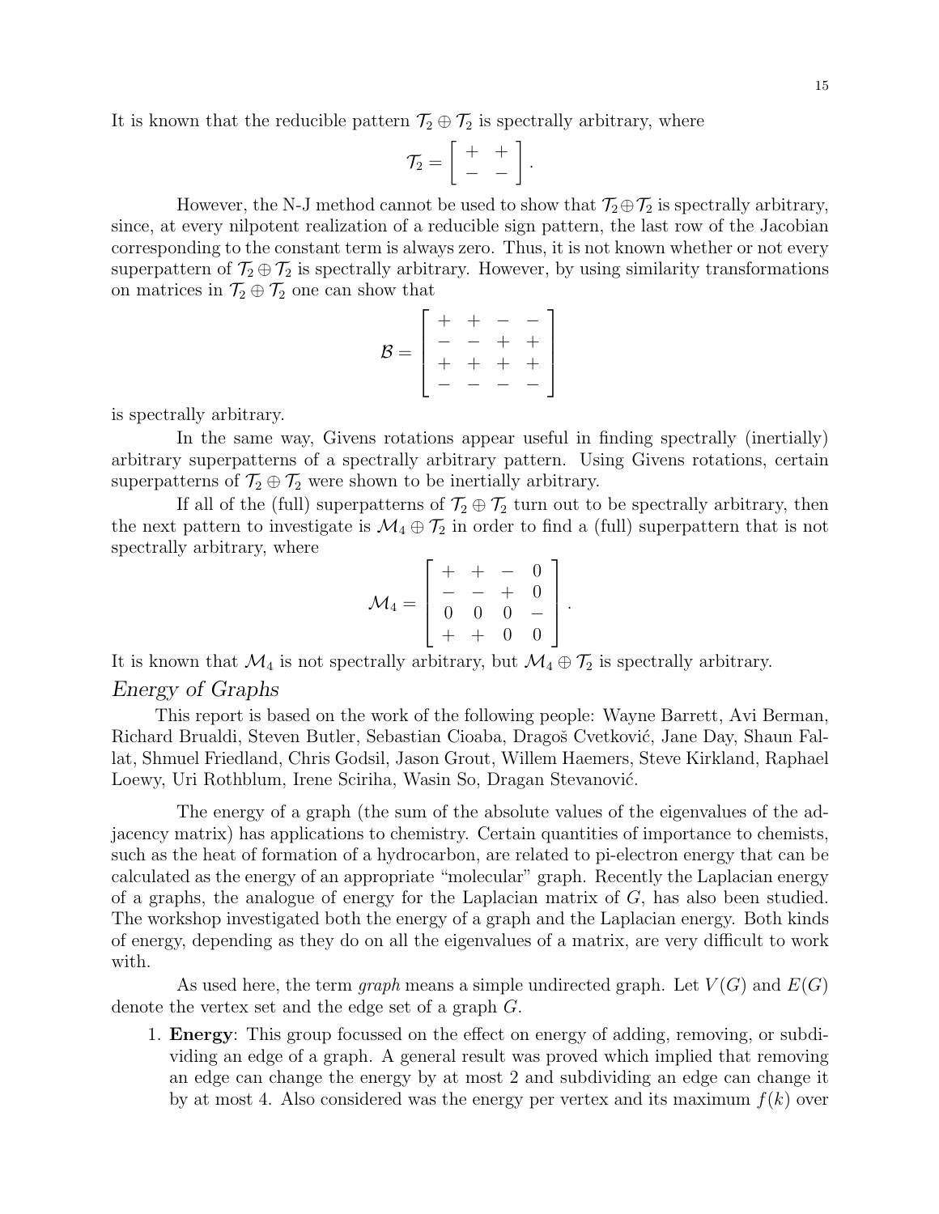It is known that the reducible pattern $\mathcal{T}_2 \oplus \mathcal{T}_2$ is spectrally arbitrary, where

$$\mathcal{T}_2 = \begin{bmatrix} + & + \\ - & - \end{bmatrix}.$$

However, the N-J method cannot be used to show that $\mathcal{T}_2 \oplus \mathcal{T}_2$ is spectrally arbitrary, since, at every nilpotent realization of a reducible sign pattern, the last row of the Jacobian corresponding to the constant term is always zero. Thus, it is not known whether or not every superpattern of $\mathcal{T}_2 \oplus \mathcal{T}_2$ is spectrally arbitrary. However, by using similarity transformations on matrices in $\mathcal{T}_2 \oplus \mathcal{T}_2$ one can show that

$$\mathcal{B} = \begin{bmatrix} + & + & - & - \\ - & - & + & + \\ + & + & + & + \\ - & - & - & - \end{bmatrix}$$

is spectrally arbitrary.

In the same way, Givens rotations appear useful in finding spectrally (inertially) arbitrary superpatterns of a spectrally arbitrary pattern. Using Givens rotations, certain superpatterns of $\mathcal{T}_2 \oplus \mathcal{T}_2$ were shown to be inertially arbitrary.

If all of the (full) superpatterns of $\mathcal{T}_2 \oplus \mathcal{T}_2$ turn out to be spectrally arbitrary, then the next pattern to investigate is $\mathcal{M}_4 \oplus \mathcal{T}_2$ in order to find a (full) superpattern that is not spectrally arbitrary, where

$$\mathcal{M}_4 = \begin{bmatrix} + & + & - & 0 \\ - & - & + & 0 \\ 0 & 0 & 0 & - \\ + & + & 0 & 0 \end{bmatrix}.$$

It is known that $\mathcal{M}_4$ is not spectrally arbitrary, but $\mathcal{M}_4 \oplus \mathcal{T}_2$ is spectrally arbitrary.

## *Energy of Graphs*

This report is based on the work of the following people: Wayne Barrett, Avi Berman, Richard Brualdi, Steven Butler, Sebastian Cioaba, Dragoš Cvetković, Jane Day, Shaun Fallat, Shmuel Friedland, Chris Godsil, Jason Grout, Willem Haemers, Steve Kirkland, Raphael Loewy, Uri Rothblum, Irene Sciriha, Wasin So, Dragan Stevanović.

The energy of a graph (the sum of the absolute values of the eigenvalues of the adjacency matrix) has applications to chemistry. Certain quantities of importance to chemists, such as the heat of formation of a hydrocarbon, are related to pi-electron energy that can be calculated as the energy of an appropriate "molecular" graph. Recently the Laplacian energy of a graphs, the analogue of energy for the Laplacian matrix of $G$, has also been studied. The workshop investigated both the energy of a graph and the Laplacian energy. Both kinds of energy, depending as they do on all the eigenvalues of a matrix, are very difficult to work with.

As used here, the term *graph* means a simple undirected graph. Let $V(G)$ and $E(G)$ denote the vertex set and the edge set of a graph $G$.

1. **Energy**: This group focussed on the effect on energy of adding, removing, or subdividing an edge of a graph. A general result was proved which implied that removing an edge can change the energy by at most 2 and subdividing an edge can change it by at most 4. Also considered was the energy per vertex and its maximum $f(k)$ over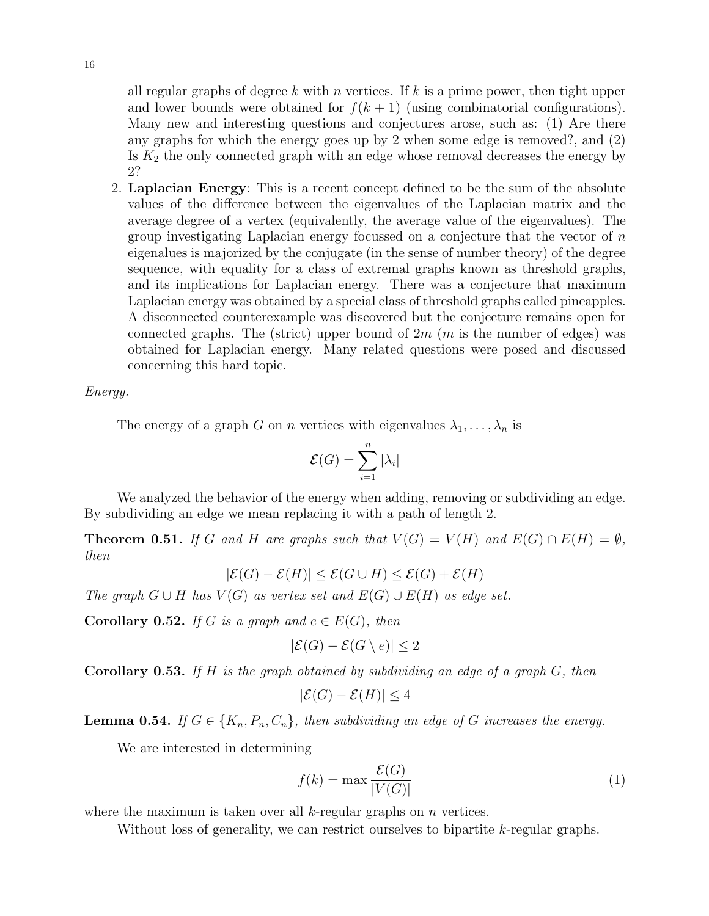all regular graphs of degree $k$ with $n$ vertices. If $k$ is a prime power, then tight upper and lower bounds were obtained for $f(k+1)$ (using combinatorial configurations). Many new and interesting questions and conjectures arose, such as: (1) Are there any graphs for which the energy goes up by 2 when some edge is removed?, and (2) Is $K_2$ the only connected graph with an edge whose removal decreases the energy by 2?

2. **Laplacian Energy**: This is a recent concept defined to be the sum of the absolute values of the difference between the eigenvalues of the Laplacian matrix and the average degree of a vertex (equivalently, the average value of the eigenvalues). The group investigating Laplacian energy focussed on a conjecture that the vector of $n$ eigenalues is majorized by the conjugate (in the sense of number theory) of the degree sequence, with equality for a class of extremal graphs known as threshold graphs, and its implications for Laplacian energy. There was a conjecture that maximum Laplacian energy was obtained by a special class of threshold graphs called pineapples. A disconnected counterexample was discovered but the conjecture remains open for connected graphs. The (strict) upper bound of $2m$ ($m$ is the number of edges) was obtained for Laplacian energy. Many related questions were posed and discussed concerning this hard topic.

*Energy.*

The energy of a graph $G$ on $n$ vertices with eigenvalues $\lambda_1, \ldots, \lambda_n$ is

$$\mathcal{E}(G) = \sum_{i=1}^{n} |\lambda_i|$$

We analyzed the behavior of the energy when adding, removing or subdividing an edge. By subdividing an edge we mean replacing it with a path of length 2.

**Theorem 0.51.** *If $G$ and $H$ are graphs such that $V(G) = V(H)$ and $E(G) \cap E(H) = \emptyset$, then*

$$|\mathcal{E}(G) - \mathcal{E}(H)| \leq \mathcal{E}(G \cup H) \leq \mathcal{E}(G) + \mathcal{E}(H)$$

*The graph $G \cup H$ has $V(G)$ as vertex set and $E(G) \cup E(H)$ as edge set.*

**Corollary 0.52.** *If $G$ is a graph and $e \in E(G)$, then*

$$|\mathcal{E}(G) - \mathcal{E}(G \setminus e)| \leq 2$$

**Corollary 0.53.** *If $H$ is the graph obtained by subdividing an edge of a graph $G$, then*

$$|\mathcal{E}(G) - \mathcal{E}(H)| \leq 4$$

**Lemma 0.54.** *If $G \in \{K_n, P_n, C_n\}$, then subdividing an edge of $G$ increases the energy.*

We are interested in determining

$$f(k) = \max \frac{\mathcal{E}(G)}{|V(G)|} \tag{1}$$

where the maximum is taken over all $k$-regular graphs on $n$ vertices.

Without loss of generality, we can restrict ourselves to bipartite $k$-regular graphs.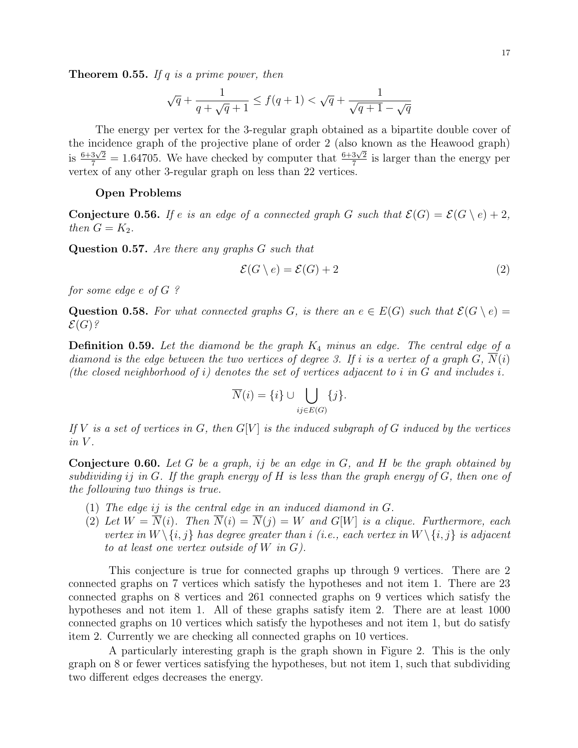**Theorem 0.55.** *If $q$ is a prime power, then*

$$\sqrt{q} + \frac{1}{q + \sqrt{q} + 1} \leq f(q+1) < \sqrt{q} + \frac{1}{\sqrt{q+1} - \sqrt{q}}$$

The energy per vertex for the 3-regular graph obtained as a bipartite double cover of the incidence graph of the projective plane of order 2 (also known as the Heawood graph) is $\frac{6+3\sqrt{2}}{7} = 1.64705$. We have checked by computer that $\frac{6+3\sqrt{2}}{7}$ is larger than the energy per vertex of any other 3-regular graph on less than 22 vertices.

### Open Problems

**Conjecture 0.56.** *If $e$ is an edge of a connected graph $G$ such that $\mathcal{E}(G) = \mathcal{E}(G \setminus e) + 2$, then $G = K_2$.*

**Question 0.57.** *Are there any graphs $G$ such that*

$$\mathcal{E}(G \setminus e) = \mathcal{E}(G) + 2 \tag{2}$$

*for some edge $e$ of $G$ ?*

**Question 0.58.** *For what connected graphs $G$, is there an $e \in E(G)$ such that $\mathcal{E}(G \setminus e) = \mathcal{E}(G)$?*

**Definition 0.59.** *Let the diamond be the graph $K_4$ minus an edge. The central edge of a diamond is the edge between the two vertices of degree 3. If $i$ is a vertex of a graph $G$, $\overline{N}(i)$ (the closed neighborhood of $i$) denotes the set of vertices adjacent to $i$ in $G$ and includes $i$.*

$$\overline{N}(i) = \{i\} \cup \bigcup_{ij \in E(G)} \{j\}.$$

*If $V$ is a set of vertices in $G$, then $G[V]$ is the induced subgraph of $G$ induced by the vertices in $V$.*

**Conjecture 0.60.** *Let $G$ be a graph, $ij$ be an edge in $G$, and $H$ be the graph obtained by subdividing $ij$ in $G$. If the graph energy of $H$ is less than the graph energy of $G$, then one of the following two things is true.*

1. *The edge $ij$ is the central edge in an induced diamond in $G$.*
2. *Let $W = \overline{N}(i)$. Then $\overline{N}(i) = \overline{N}(j) = W$ and $G[W]$ is a clique. Furthermore, each vertex in $W \setminus \{i, j\}$ has degree greater than $i$ (i.e., each vertex in $W \setminus \{i, j\}$ is adjacent to at least one vertex outside of $W$ in $G$).*

This conjecture is true for connected graphs up through 9 vertices. There are 2 connected graphs on 7 vertices which satisfy the hypotheses and not item 1. There are 23 connected graphs on 8 vertices and 261 connected graphs on 9 vertices which satisfy the hypotheses and not item 1. All of these graphs satisfy item 2. There are at least 1000 connected graphs on 10 vertices which satisfy the hypotheses and not item 1, but do satisfy item 2. Currently we are checking all connected graphs on 10 vertices.

A particularly interesting graph is the graph shown in Figure 2. This is the only graph on 8 or fewer vertices satisfying the hypotheses, but not item 1, such that subdividing two different edges decreases the energy.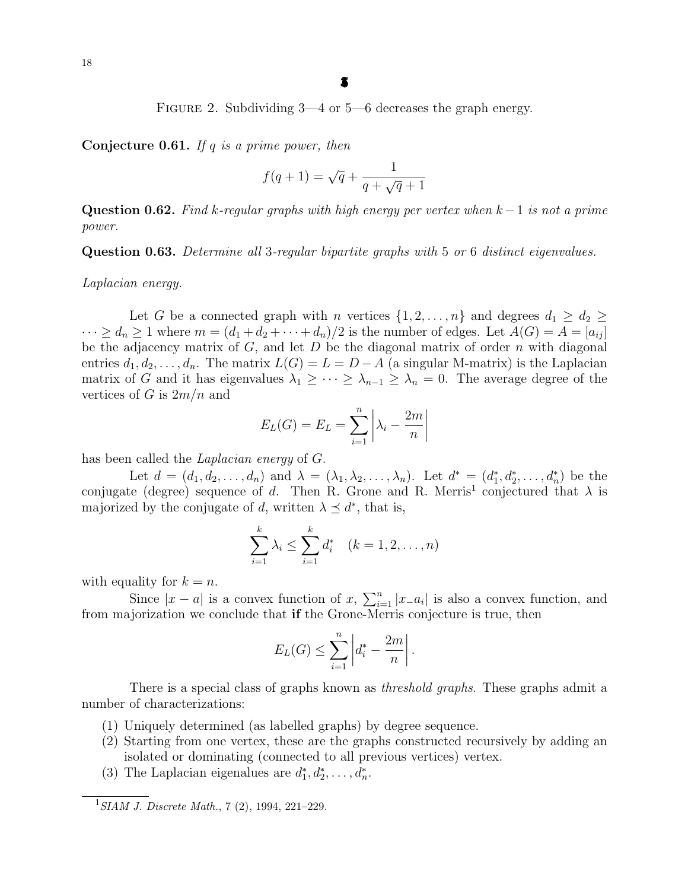Figure 2. Subdividing 3—4 or 5—6 decreases the graph energy.

**Conjecture 0.61.** *If $q$ is a prime power, then*

$$f(q+1) = \sqrt{q} + \frac{1}{q + \sqrt{q} + 1}$$

**Question 0.62.** *Find $k$-regular graphs with high energy per vertex when $k-1$ is not a prime power.*

**Question 0.63.** *Determine all 3-regular bipartite graphs with 5 or 6 distinct eigenvalues.*

*Laplacian energy.*

Let $G$ be a connected graph with $n$ vertices $\{1, 2, \ldots, n\}$ and degrees $d_1 \geq d_2 \geq \cdots \geq d_n \geq 1$ where $m = (d_1 + d_2 + \cdots + d_n)/2$ is the number of edges. Let $A(G) = A = [a_{ij}]$ be the adjacency matrix of $G$, and let $D$ be the diagonal matrix of order $n$ with diagonal entries $d_1, d_2, \ldots, d_n$. The matrix $L(G) = L = D - A$ (a singular M-matrix) is the Laplacian matrix of $G$ and it has eigenvalues $\lambda_1 \geq \cdots \geq \lambda_{n-1} \geq \lambda_n = 0$. The average degree of the vertices of $G$ is $2m/n$ and

$$E_L(G) = E_L = \sum_{i=1}^{n} \left| \lambda_i - \frac{2m}{n} \right|$$

has been called the *Laplacian energy* of $G$.

Let $d = (d_1, d_2, \ldots, d_n)$ and $\lambda = (\lambda_1, \lambda_2, \ldots, \lambda_n)$. Let $d^* = (d_1^*, d_2^*, \ldots, d_n^*)$ be the conjugate (degree) sequence of $d$. Then R. Grone and R. Merris[1] conjectured that $\lambda$ is majorized by the conjugate of $d$, written $\lambda \preceq d^*$, that is,

$$\sum_{i=1}^{k} \lambda_i \leq \sum_{i=1}^{k} d_i^* \quad (k = 1, 2, \ldots, n)$$

with equality for $k = n$.

Since $|x - a|$ is a convex function of $x$, $\sum_{i=1}^{n} |x_{-}a_i|$ is also a convex function, and from majorization we conclude that **if** the Grone-Merris conjecture is true, then

$$E_L(G) \leq \sum_{i=1}^{n} \left| d_i^* - \frac{2m}{n} \right|.$$

There is a special class of graphs known as *threshold graphs*. These graphs admit a number of characterizations:

1. Uniquely determined (as labelled graphs) by degree sequence.
2. Starting from one vertex, these are the graphs constructed recursively by adding an isolated or dominating (connected to all previous vertices) vertex.
3. The Laplacian eigenalues are $d_1^*, d_2^*, \ldots, d_n^*$.

---

[1] *SIAM J. Discrete Math.*, 7 (2), 1994, 221–229.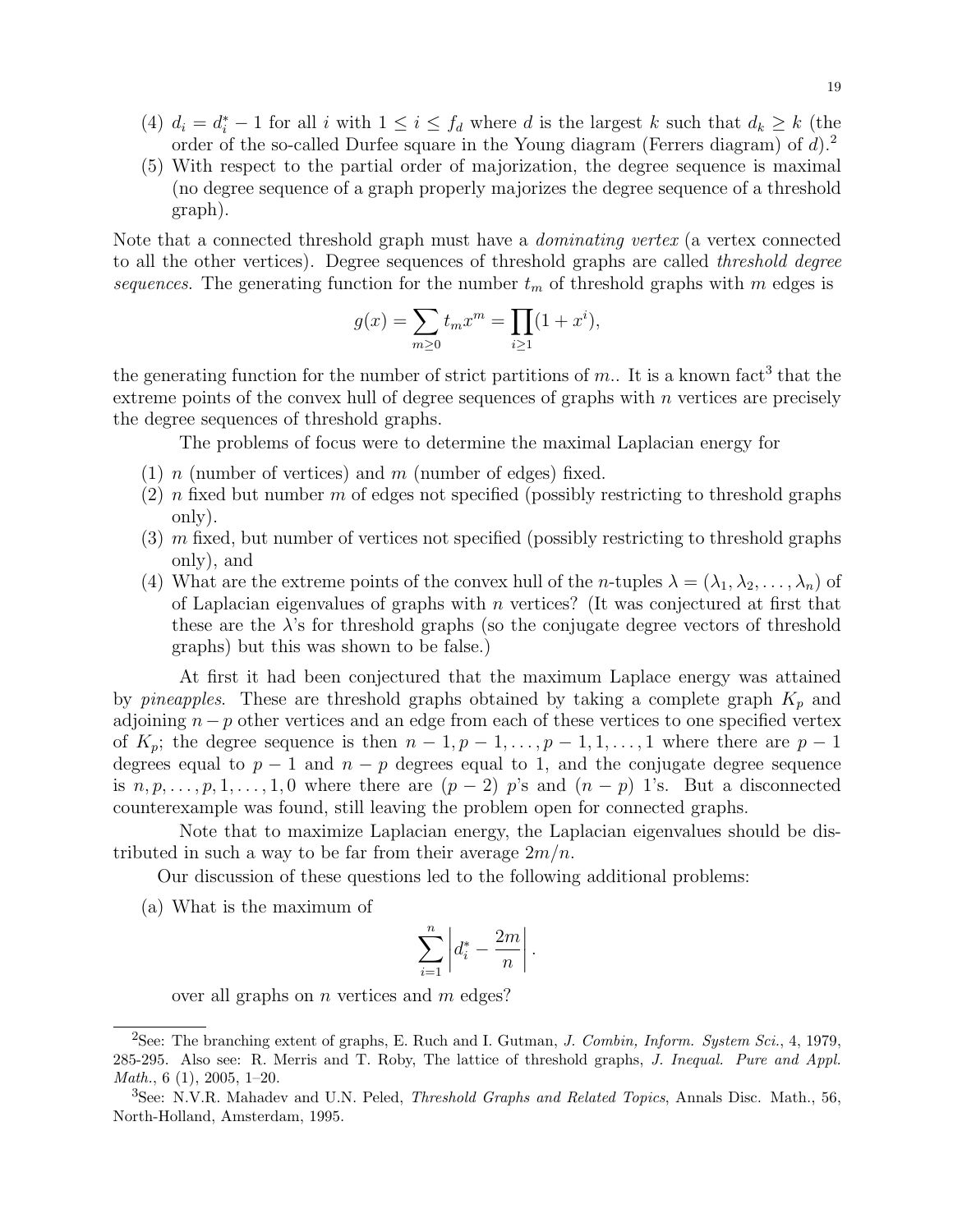(4) $d_i = d_i^* - 1$ for all $i$ with $1 \le i \le f_d$ where $d$ is the largest $k$ such that $d_k \ge k$ (the order of the so-called Durfee square in the Young diagram (Ferrers diagram) of $d$).[2]
(5) With respect to the partial order of majorization, the degree sequence is maximal (no degree sequence of a graph properly majorizes the degree sequence of a threshold graph).

Note that a connected threshold graph must have a *dominating vertex* (a vertex connected to all the other vertices). Degree sequences of threshold graphs are called *threshold degree sequences*. The generating function for the number $t_m$ of threshold graphs with $m$ edges is

$$g(x) = \sum_{m \ge 0} t_m x^m = \prod_{i \ge 1} (1 + x^i),$$

the generating function for the number of strict partitions of $m$.. It is a known fact[3] that the extreme points of the convex hull of degree sequences of graphs with $n$ vertices are precisely the degree sequences of threshold graphs.

The problems of focus were to determine the maximal Laplacian energy for

(1) $n$ (number of vertices) and $m$ (number of edges) fixed.
(2) $n$ fixed but number $m$ of edges not specified (possibly restricting to threshold graphs only).
(3) $m$ fixed, but number of vertices not specified (possibly restricting to threshold graphs only), and
(4) What are the extreme points of the convex hull of the $n$-tuples $\lambda = (\lambda_1, \lambda_2, \ldots, \lambda_n)$ of of Laplacian eigenvalues of graphs with $n$ vertices? (It was conjectured at first that these are the $\lambda$'s for threshold graphs (so the conjugate degree vectors of threshold graphs) but this was shown to be false.)

At first it had been conjectured that the maximum Laplace energy was attained by *pineapples*. These are threshold graphs obtained by taking a complete graph $K_p$ and adjoining $n - p$ other vertices and an edge from each of these vertices to one specified vertex of $K_p$; the degree sequence is then $n-1, p-1, \ldots, p-1, 1, \ldots, 1$ where there are $p-1$ degrees equal to $p-1$ and $n-p$ degrees equal to 1, and the conjugate degree sequence is $n, p, \ldots, p, 1, \ldots, 1, 0$ where there are $(p-2)$ $p$'s and $(n-p)$ 1's. But a disconnected counterexample was found, still leaving the problem open for connected graphs.

Note that to maximize Laplacian energy, the Laplacian eigenvalues should be distributed in such a way to be far from their average $2m/n$.

Our discussion of these questions led to the following additional problems:

(a) What is the maximum of

$$\sum_{i=1}^{n} \left| d_i^* - \frac{2m}{n} \right|.$$

over all graphs on $n$ vertices and $m$ edges?

---

[2] See: The branching extent of graphs, E. Ruch and I. Gutman, *J. Combin, Inform. System Sci.*, 4, 1979, 285-295. Also see: R. Merris and T. Roby, The lattice of threshold graphs, *J. Inequal. Pure and Appl. Math.*, 6 (1), 2005, 1–20.

[3] See: N.V.R. Mahadev and U.N. Peled, *Threshold Graphs and Related Topics*, Annals Disc. Math., 56, North-Holland, Amsterdam, 1995.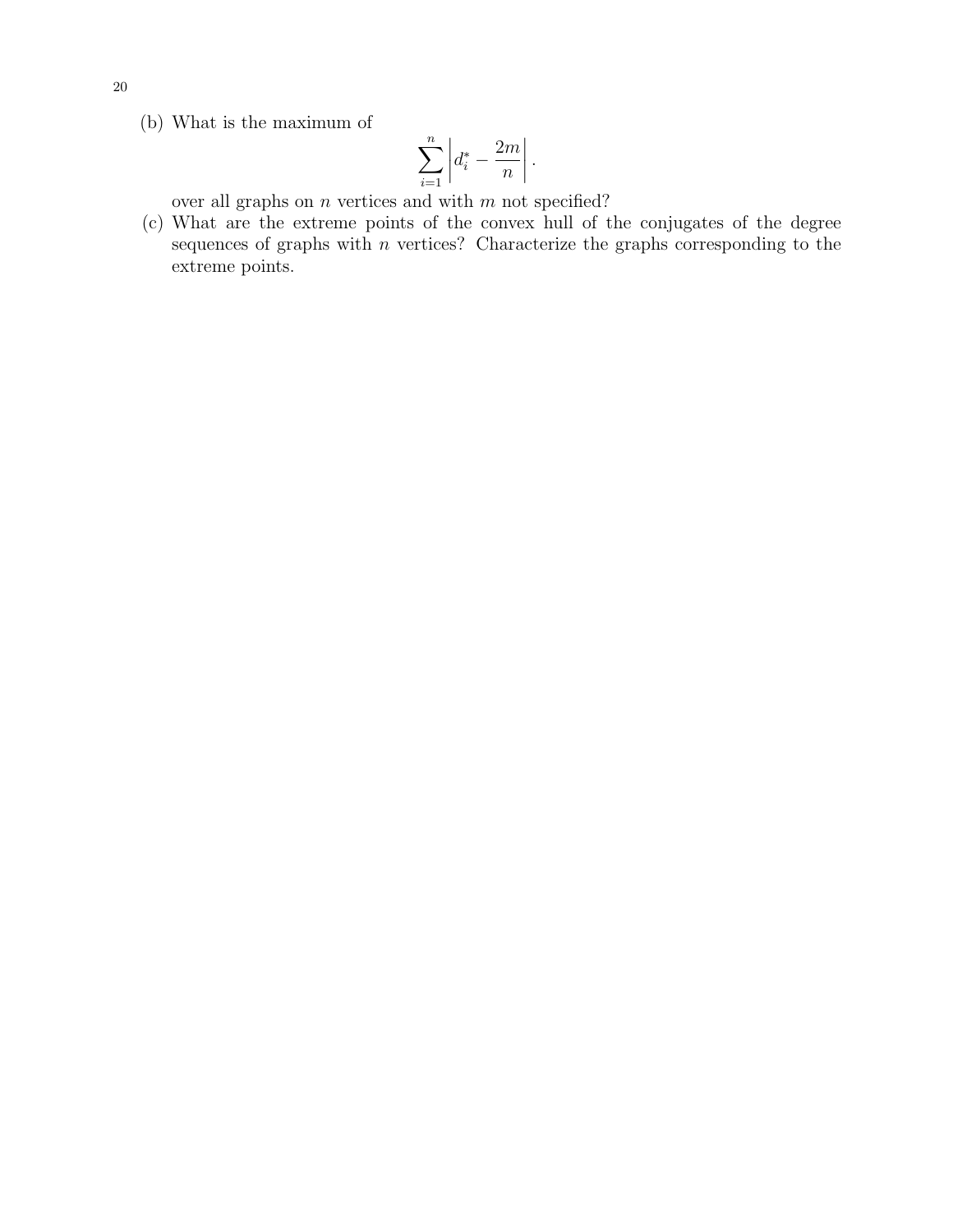(b) What is the maximum of

$$\sum_{i=1}^{n} \left| d_i^* - \frac{2m}{n} \right| .$$

over all graphs on $n$ vertices and with $m$ not specified?

(c) What are the extreme points of the convex hull of the conjugates of the degree sequences of graphs with $n$ vertices? Characterize the graphs corresponding to the extreme points.